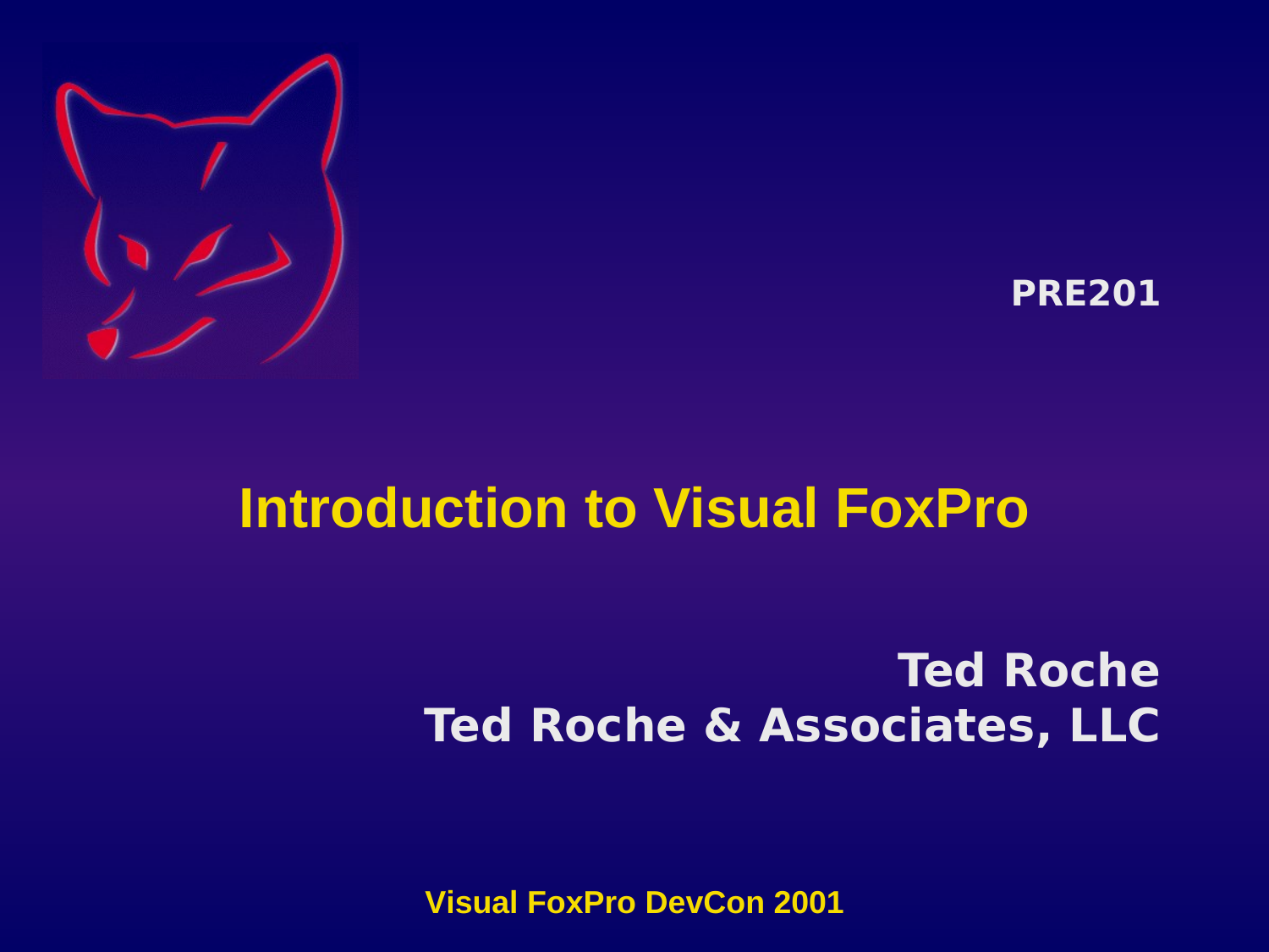PRE201

# Introduction to Visual FoxPro

**Ted Roche**
**Ted Roche & Associates, LLC**

Visual FoxPro DevCon 2001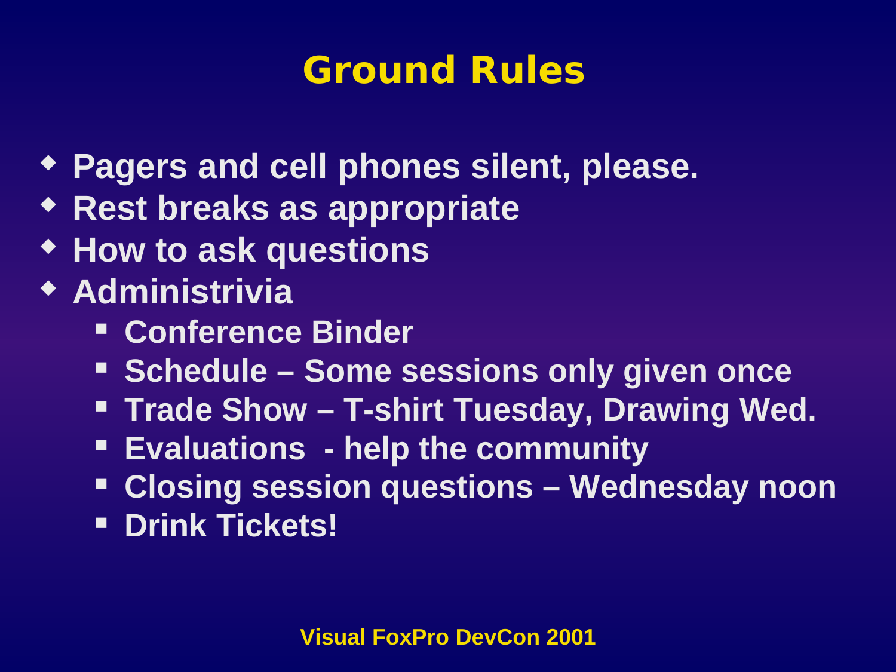# Ground Rules

- Pagers and cell phones silent, please.
- Rest breaks as appropriate
- How to ask questions
- Administrivia
  - Conference Binder
  - Schedule – Some sessions only given once
  - Trade Show – T-shirt Tuesday, Drawing Wed.
  - Evaluations - help the community
  - Closing session questions – Wednesday noon
  - Drink Tickets!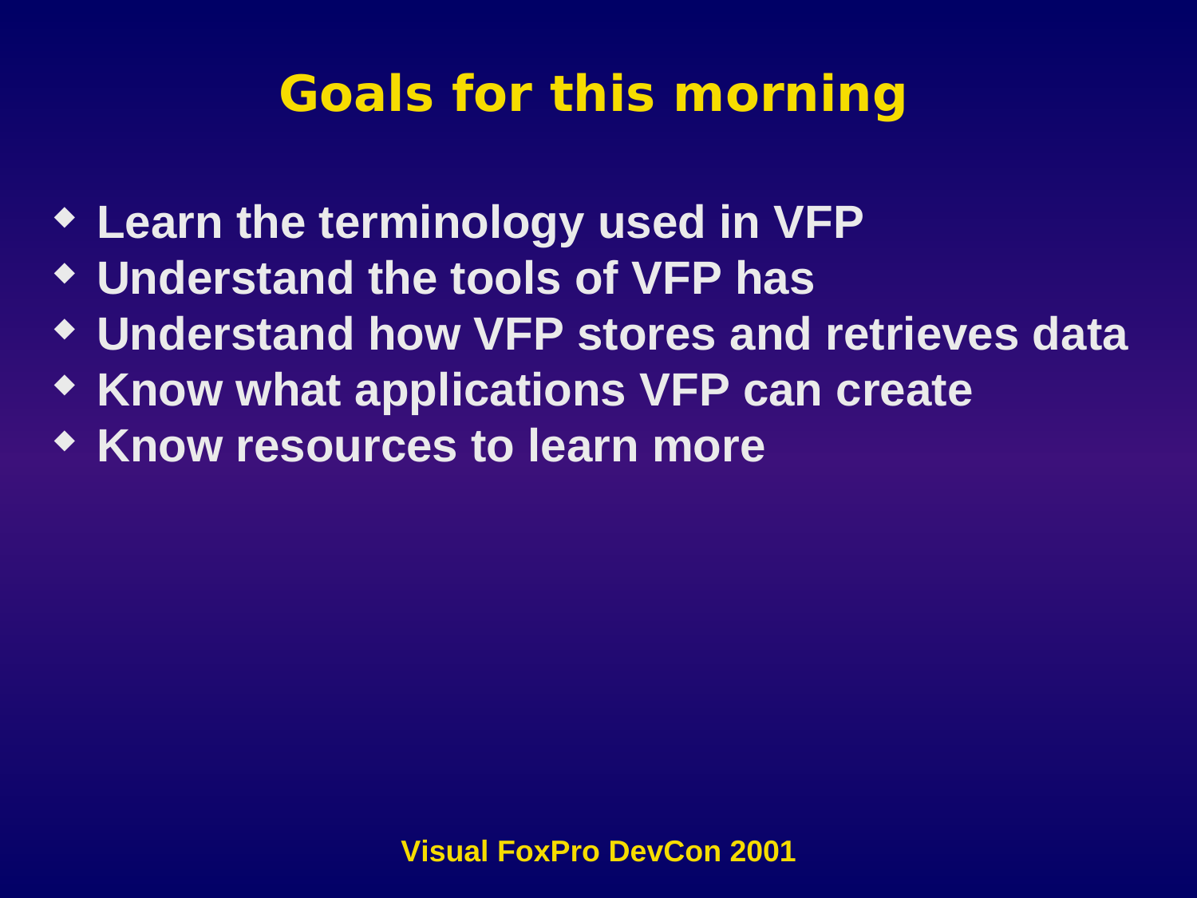# Goals for this morning

- Learn the terminology used in VFP
- Understand the tools of VFP has
- Understand how VFP stores and retrieves data
- Know what applications VFP can create
- Know resources to learn more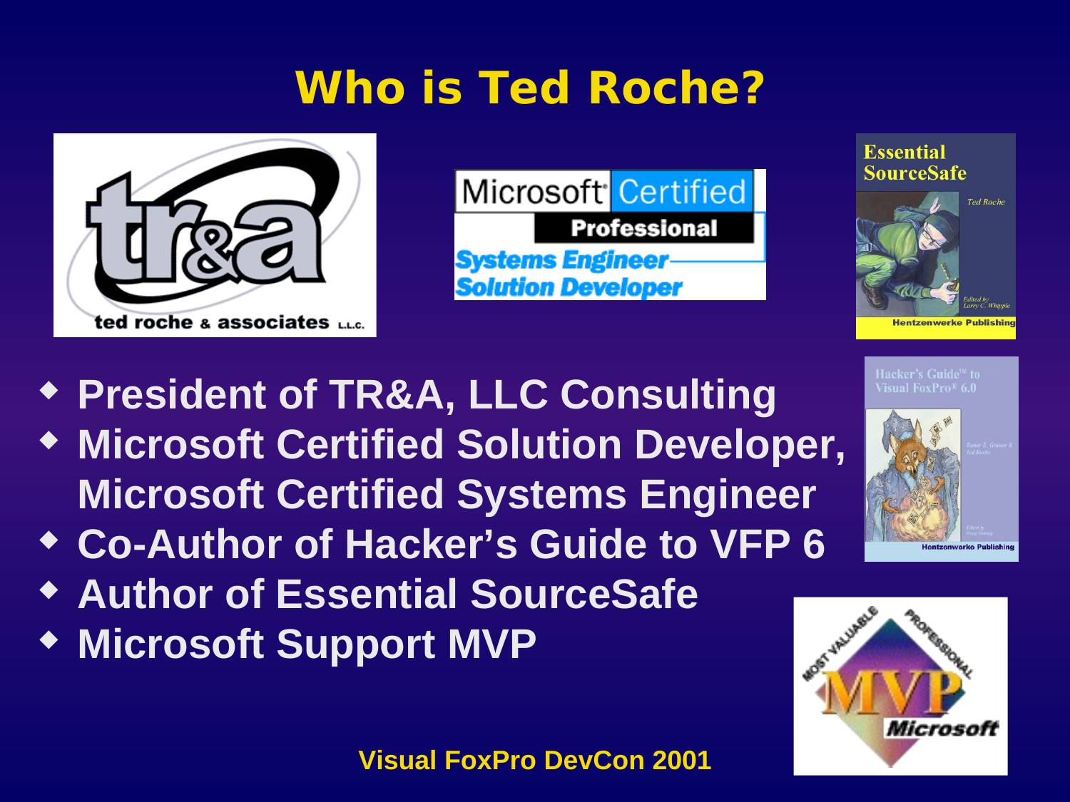# Who is Ted Roche?

- President of TR&A, LLC Consulting
- Microsoft Certified Solution Developer, Microsoft Certified Systems Engineer
- Co-Author of Hacker's Guide to VFP 6
- Author of Essential SourceSafe
- Microsoft Support MVP

Visual FoxPro DevCon 2001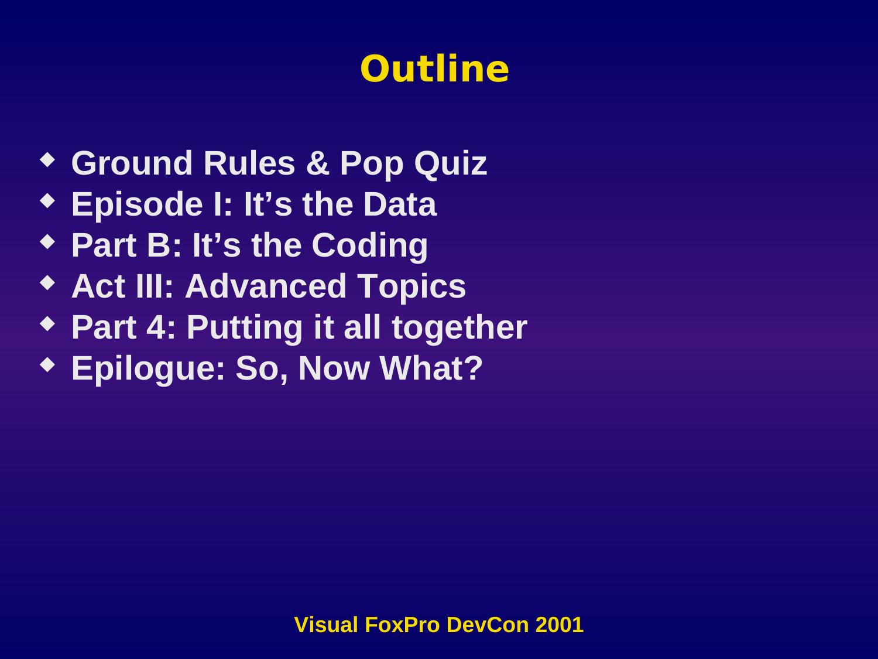# Outline

- Ground Rules & Pop Quiz
- Episode I: It's the Data
- Part B: It's the Coding
- Act III: Advanced Topics
- Part 4: Putting it all together
- Epilogue: So, Now What?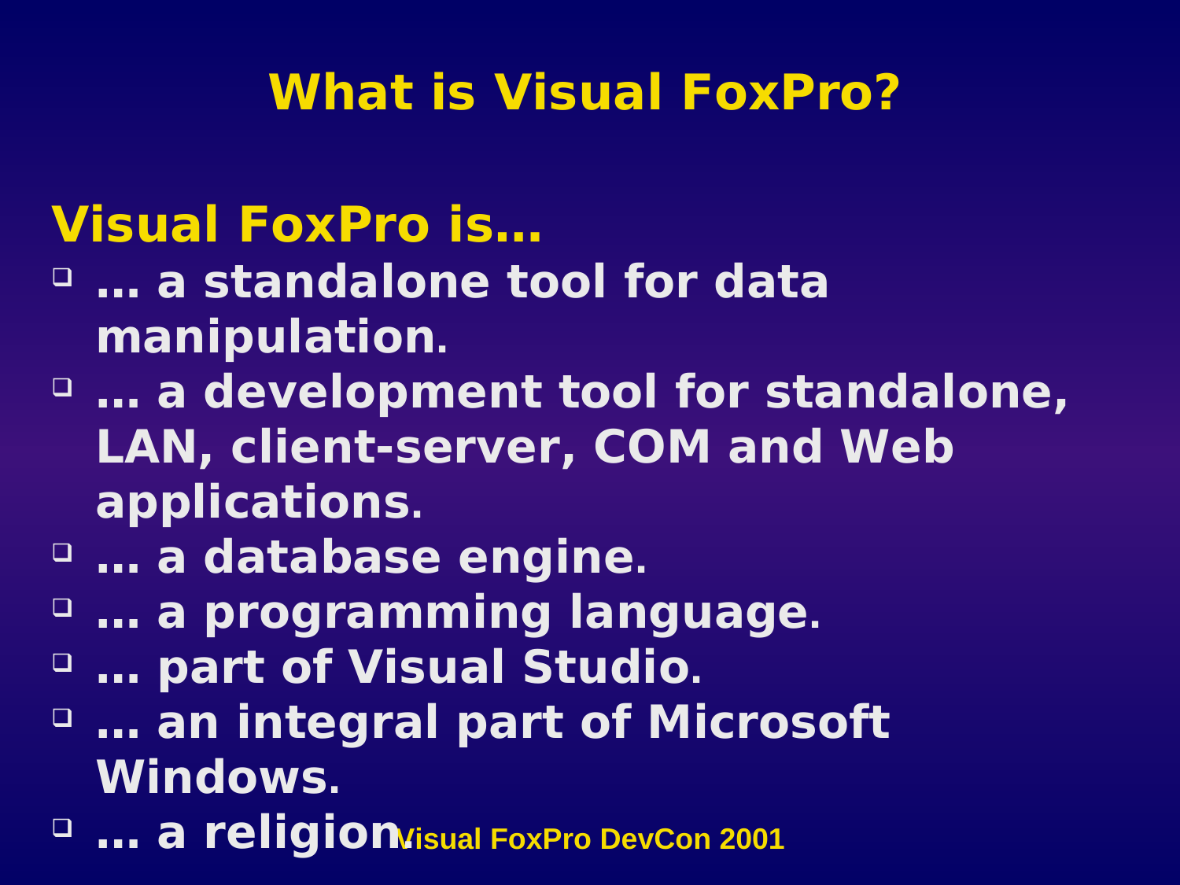# What is Visual FoxPro?

## Visual FoxPro is…

- … a standalone tool for data manipulation.
- … a development tool for standalone, LAN, client-server, COM and Web applications.
- … a database engine.
- … a programming language.
- … part of Visual Studio.
- … an integral part of Microsoft Windows.
- … a religion.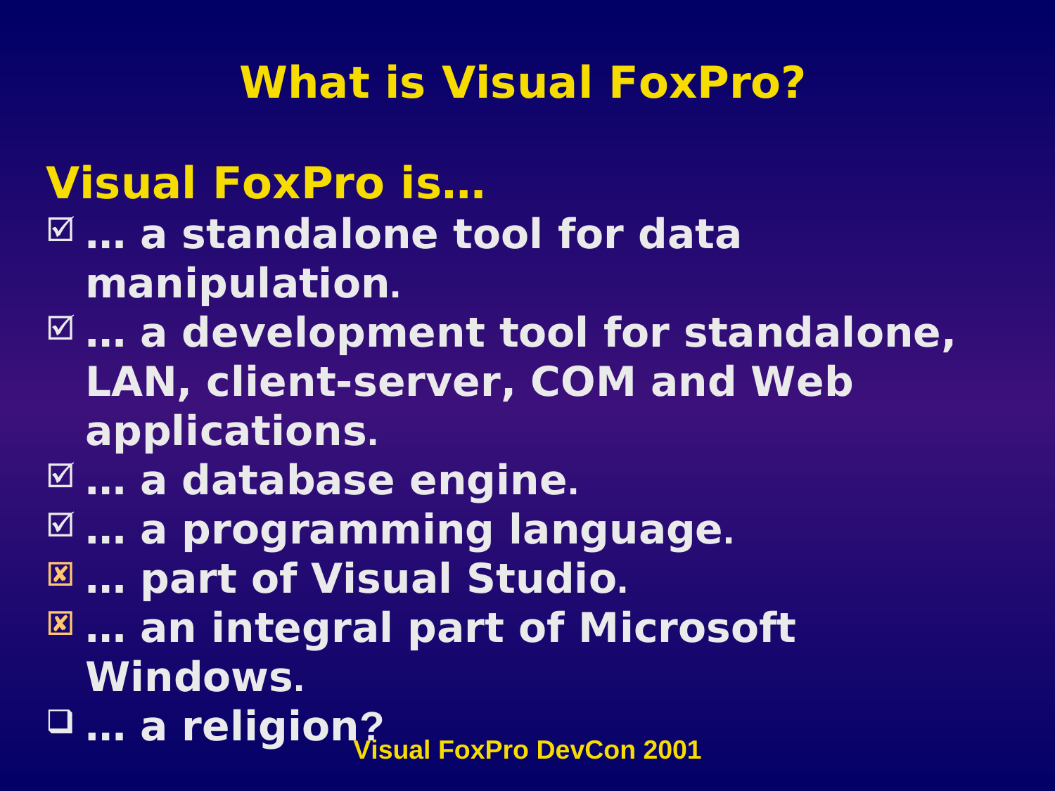# What is Visual FoxPro?

## Visual FoxPro is…

- ☑ … a standalone tool for data manipulation.
- ☑ … a development tool for standalone, LAN, client-server, COM and Web applications.
- ☑ … a database engine.
- ☑ … a programming language.
- ☒ … part of Visual Studio.
- ☒ … an integral part of Microsoft Windows.
- ☐ … a religion?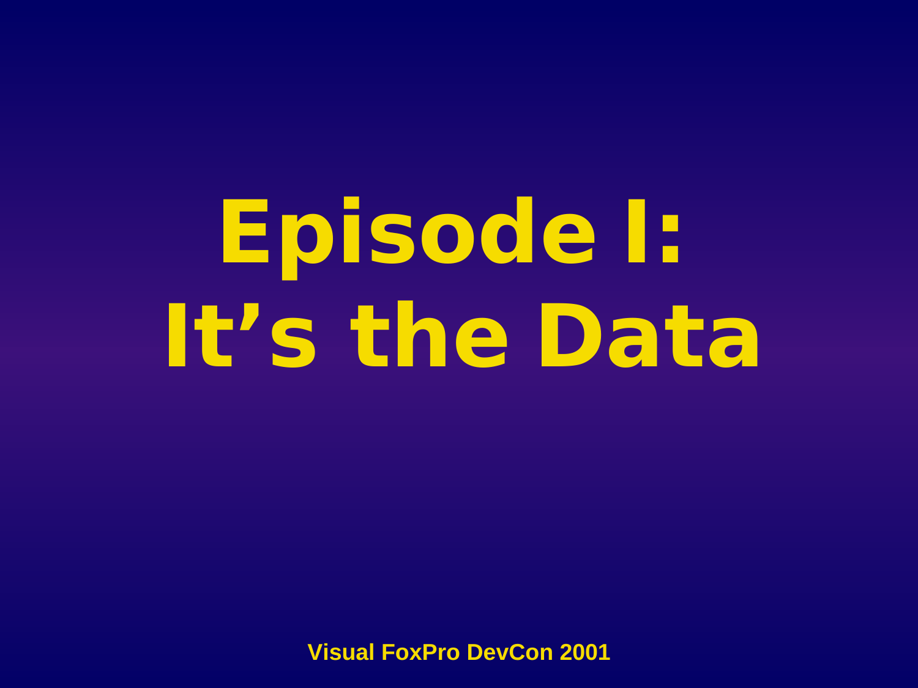# Episode I: It’s the Data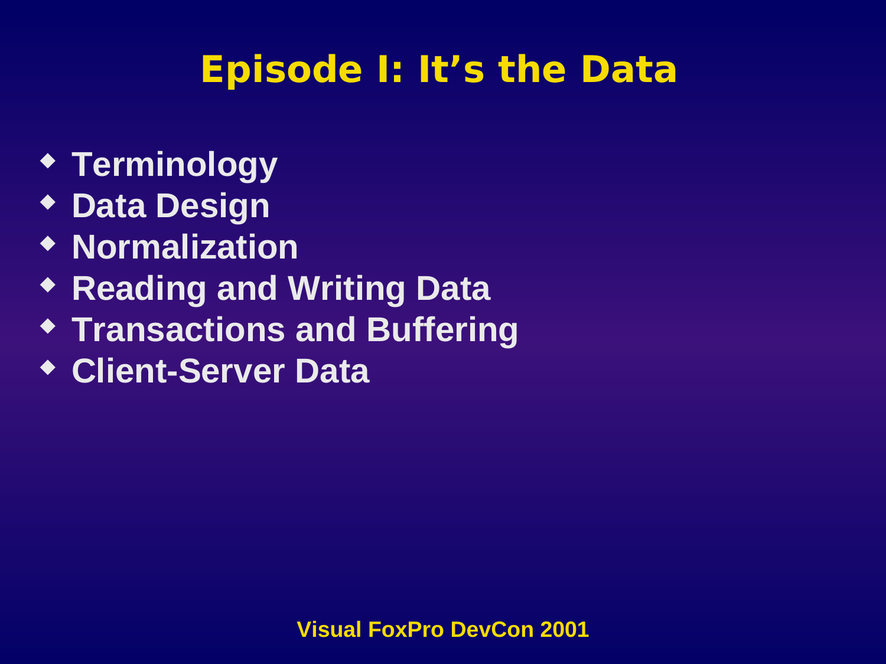# Episode I: It's the Data

- Terminology
- Data Design
- Normalization
- Reading and Writing Data
- Transactions and Buffering
- Client-Server Data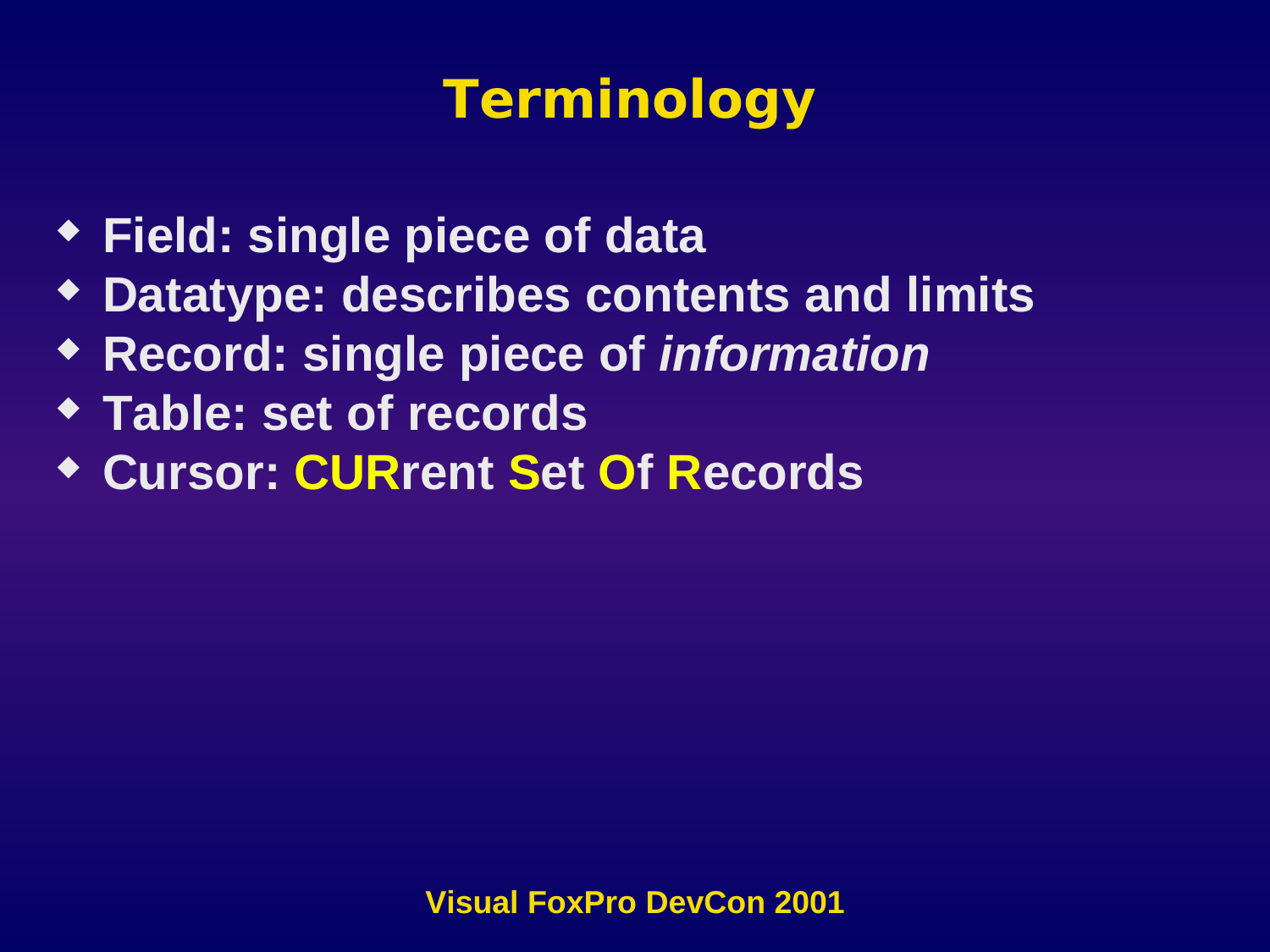# Terminology

- Field: single piece of data
- Datatype: describes contents and limits
- Record: single piece of *information*
- Table: set of records
- Cursor: **CUR**rent **S**et **O**f **R**ecords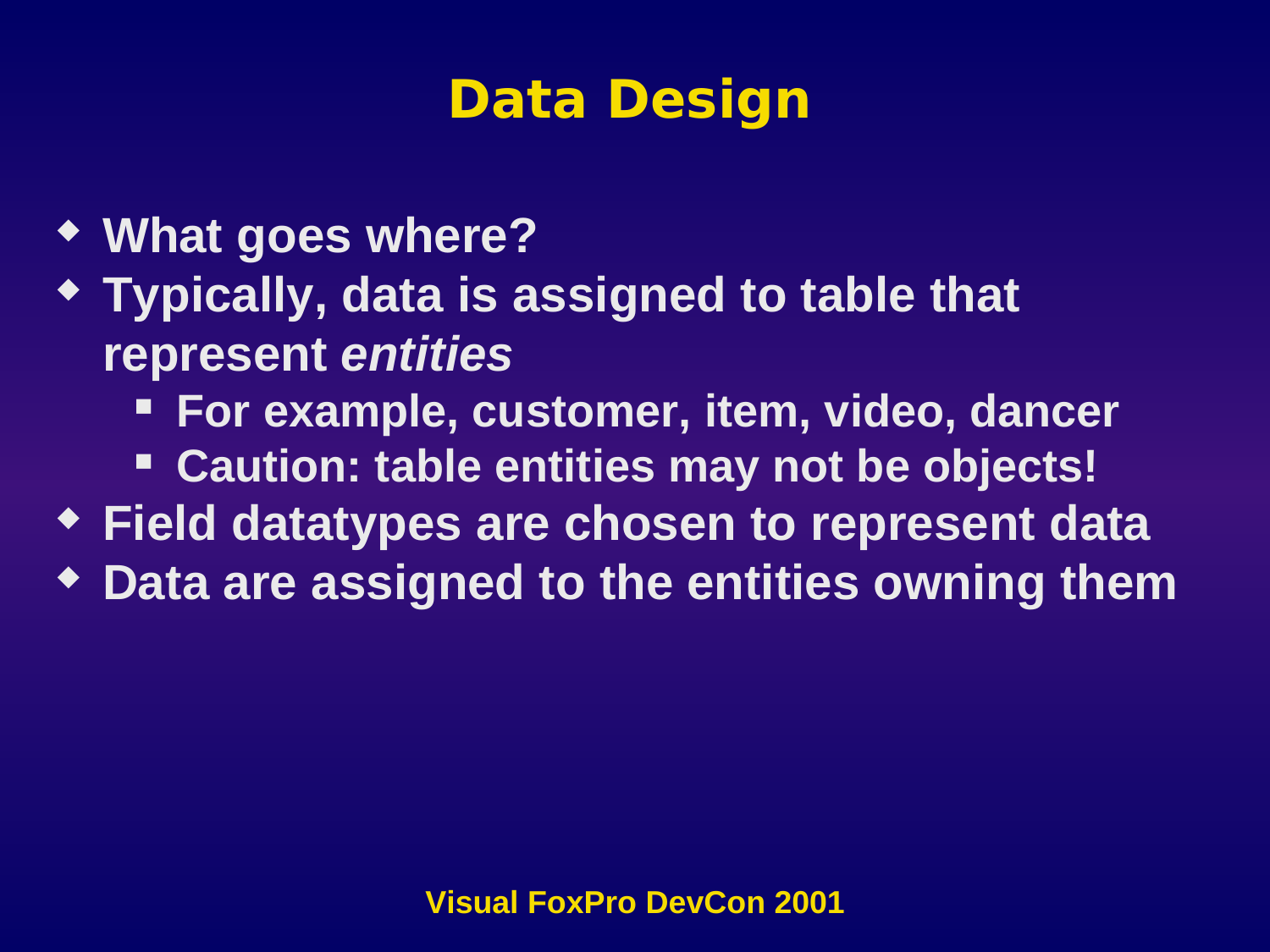# Data Design

- What goes where?
- Typically, data is assigned to table that represent *entities*
  - For example, customer, item, video, dancer
  - Caution: table entities may not be objects!
- Field datatypes are chosen to represent data
- Data are assigned to the entities owning them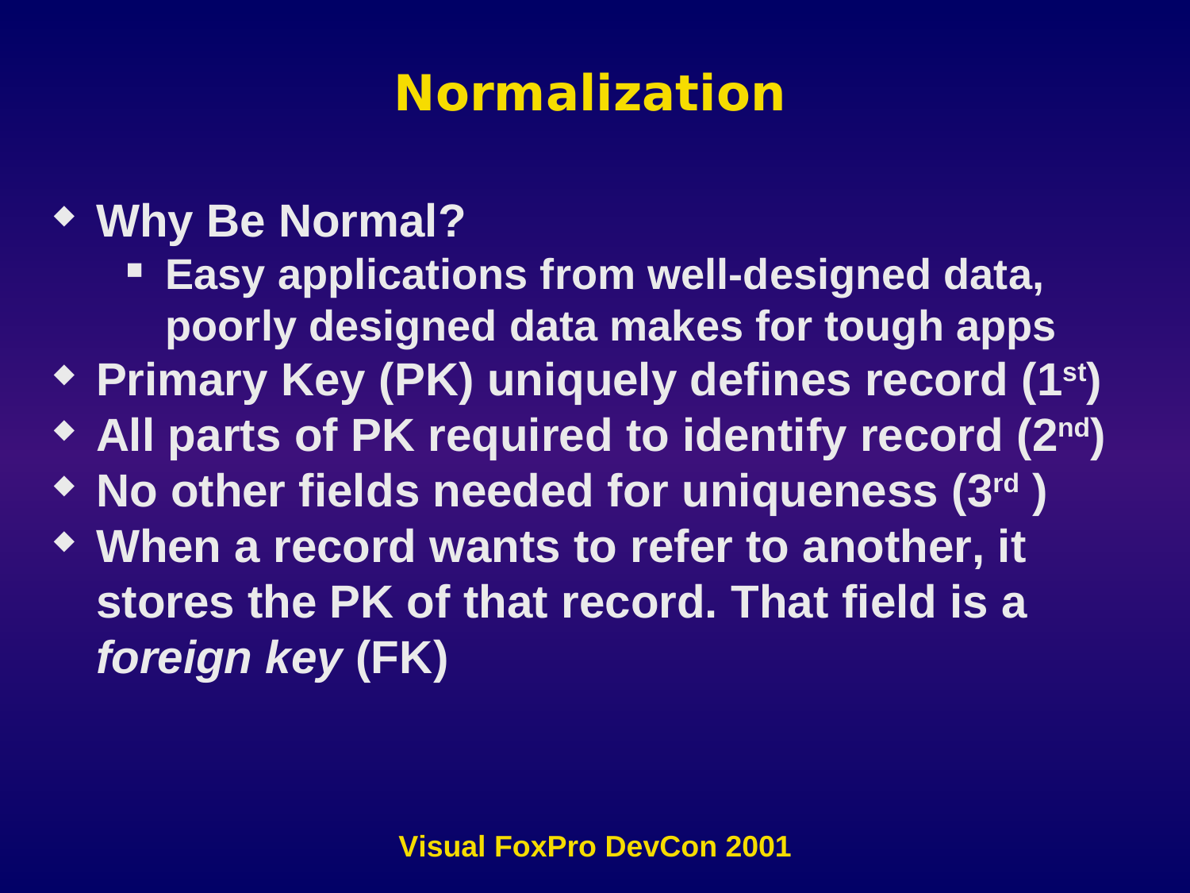# Normalization

- Why Be Normal?
  - Easy applications from well-designed data, poorly designed data makes for tough apps
- Primary Key (PK) uniquely defines record (1st)
- All parts of PK required to identify record (2nd)
- No other fields needed for uniqueness (3rd )
- When a record wants to refer to another, it stores the PK of that record. That field is a *foreign key* (FK)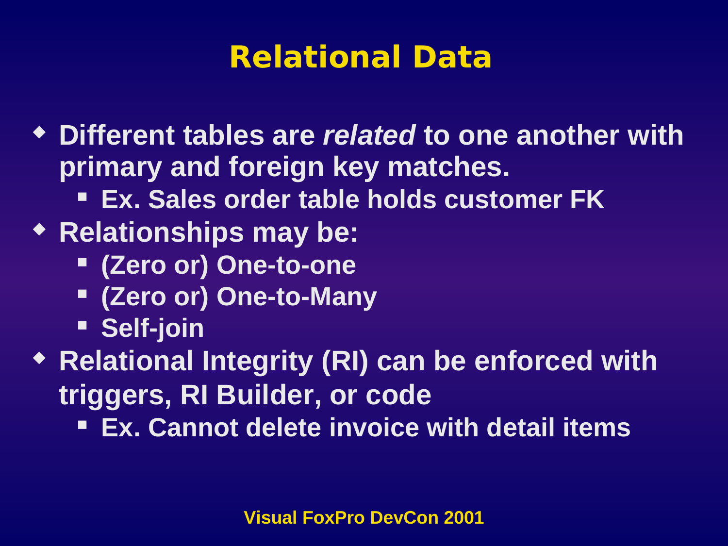# Relational Data

- Different tables are *related* to one another with primary and foreign key matches.
  - Ex. Sales order table holds customer FK
- Relationships may be:
  - (Zero or) One-to-one
  - (Zero or) One-to-Many
  - Self-join
- Relational Integrity (RI) can be enforced with triggers, RI Builder, or code
  - Ex. Cannot delete invoice with detail items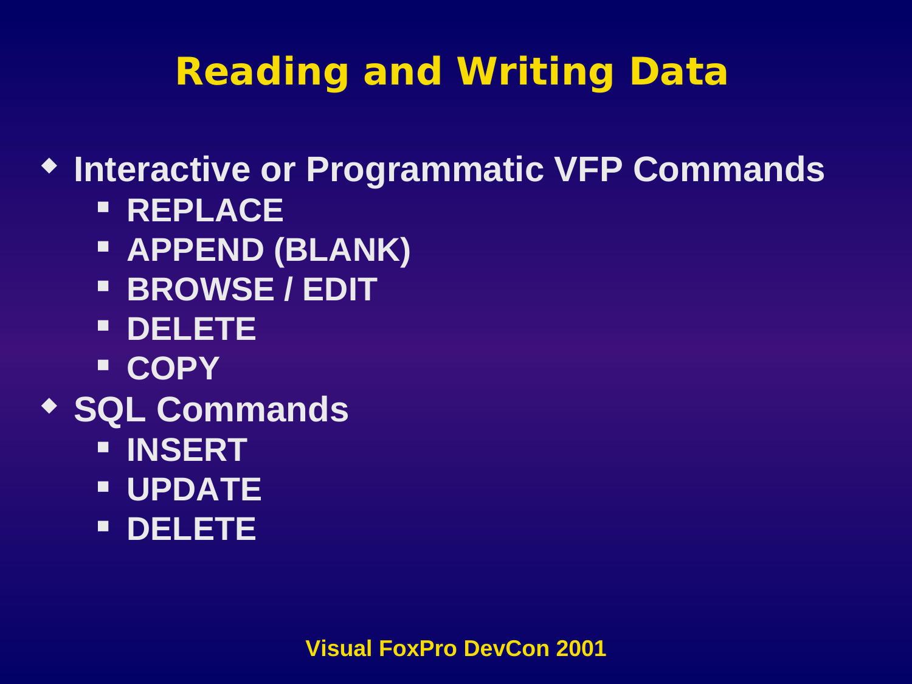# Reading and Writing Data

- Interactive or Programmatic VFP Commands
  - REPLACE
  - APPEND (BLANK)
  - BROWSE / EDIT
  - DELETE
  - COPY
- SQL Commands
  - INSERT
  - UPDATE
  - DELETE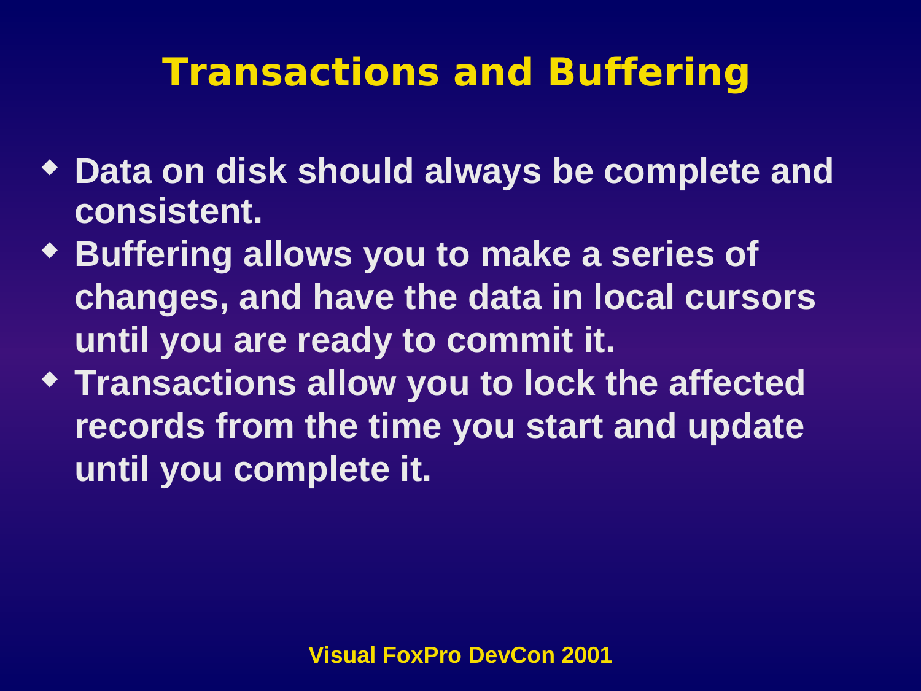# Transactions and Buffering

- Data on disk should always be complete and consistent.
- Buffering allows you to make a series of changes, and have the data in local cursors until you are ready to commit it.
- Transactions allow you to lock the affected records from the time you start and update until you complete it.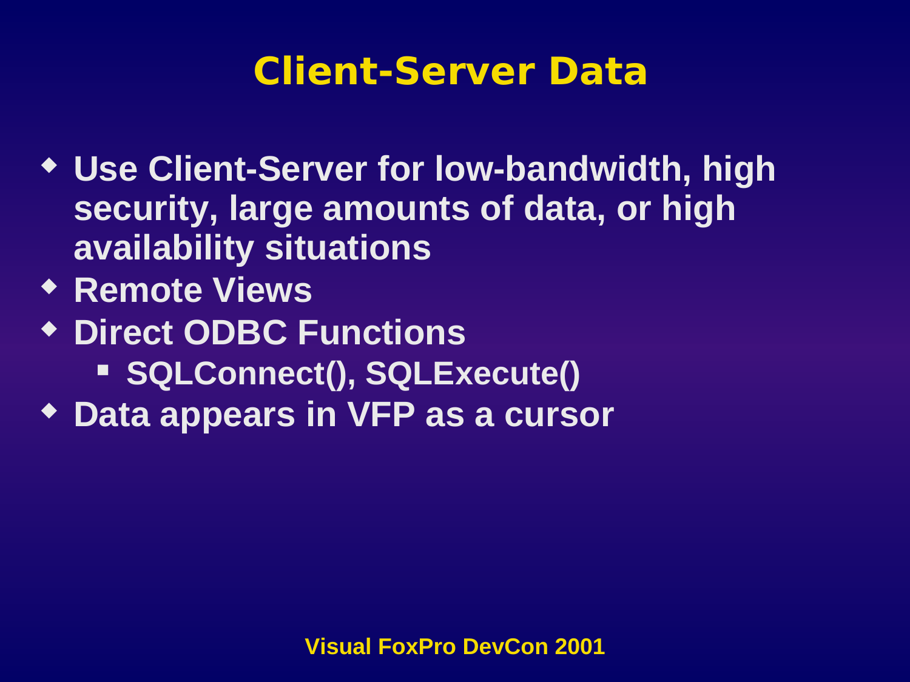# Client-Server Data

- Use Client-Server for low-bandwidth, high security, large amounts of data, or high availability situations
- Remote Views
- Direct ODBC Functions
  - SQLConnect(), SQLExecute()
- Data appears in VFP as a cursor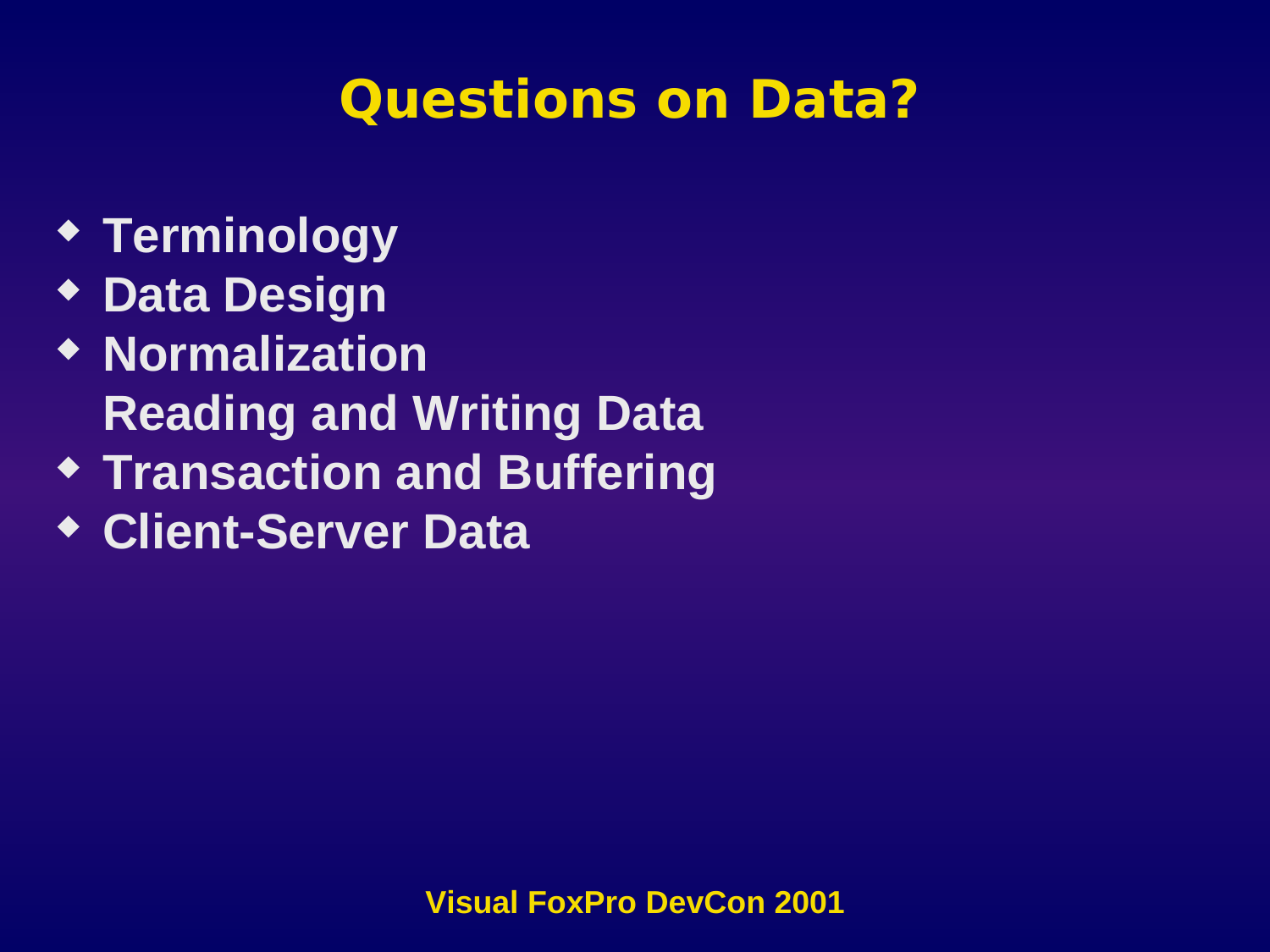# Questions on Data?

- Terminology
- Data Design
- Normalization

  Reading and Writing Data
- Transaction and Buffering
- Client-Server Data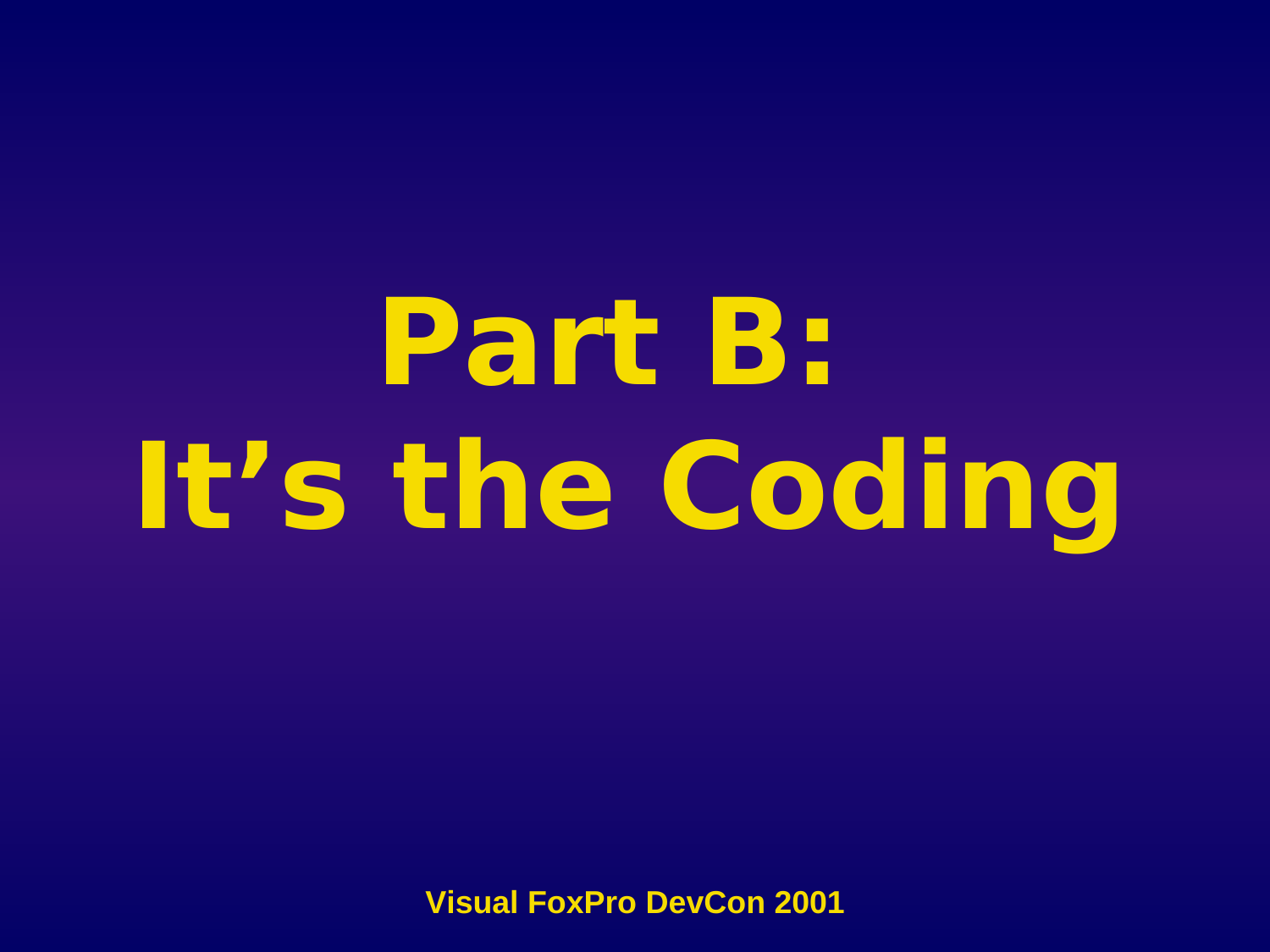# Part B:
# It’s the Coding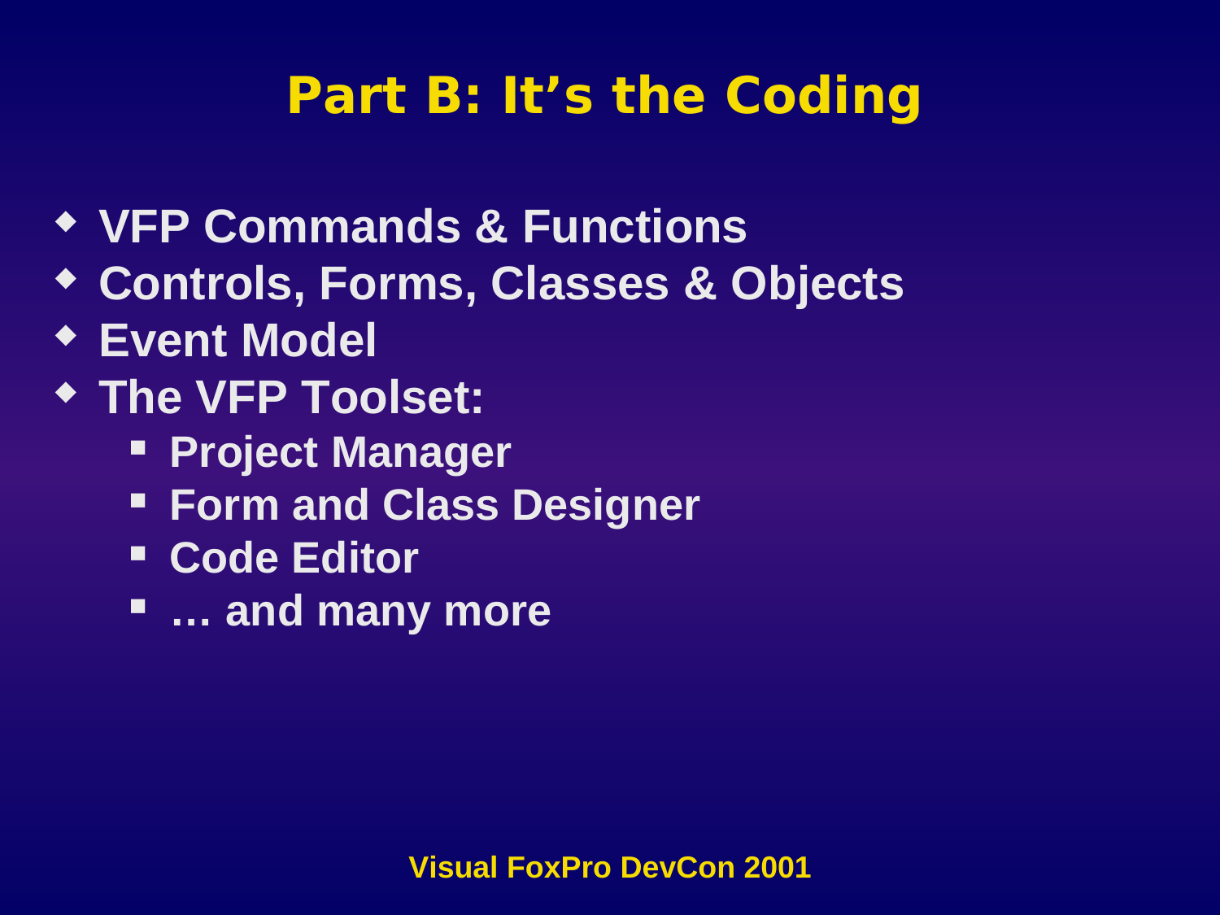# Part B: It's the Coding

- VFP Commands & Functions
- Controls, Forms, Classes & Objects
- Event Model
- The VFP Toolset:
  - Project Manager
  - Form and Class Designer
  - Code Editor
  - … and many more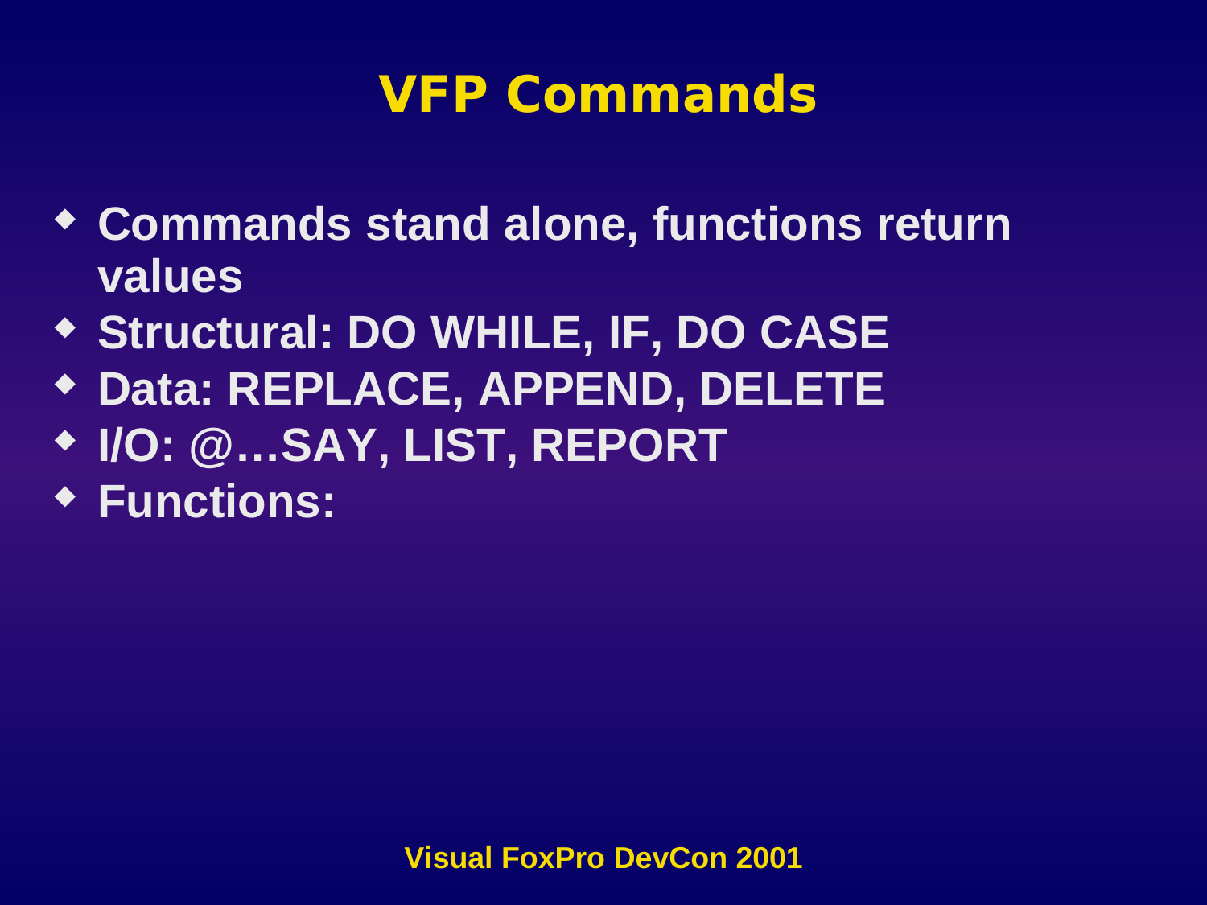# VFP Commands

- Commands stand alone, functions return values
- Structural: DO WHILE, IF, DO CASE
- Data: REPLACE, APPEND, DELETE
- I/O: @…SAY, LIST, REPORT
- Functions: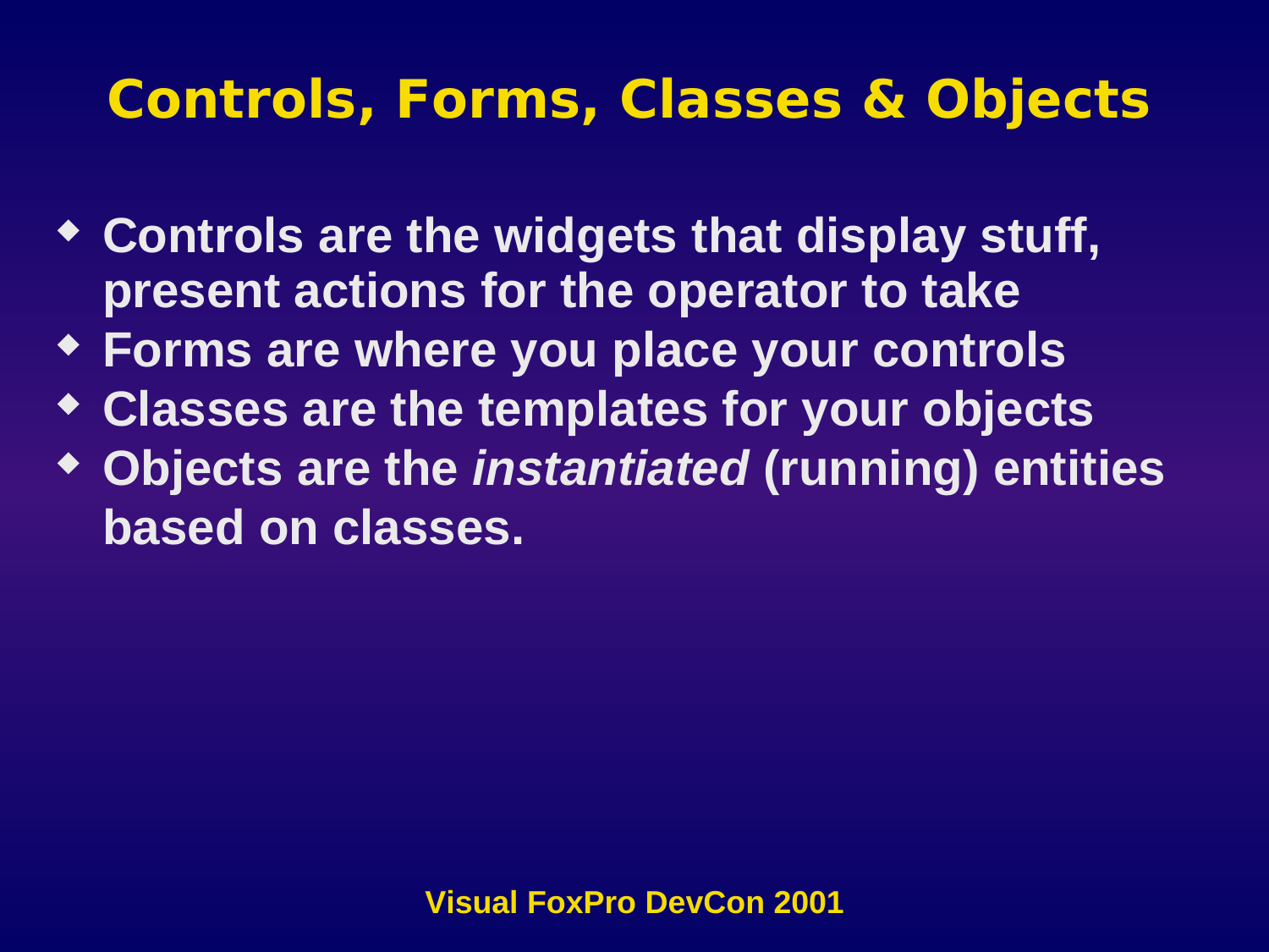# Controls, Forms, Classes & Objects

- **Controls are the widgets that display stuff, present actions for the operator to take**
- **Forms are where you place your controls**
- **Classes are the templates for your objects**
- **Objects are the *instantiated* (running) entities based on classes.**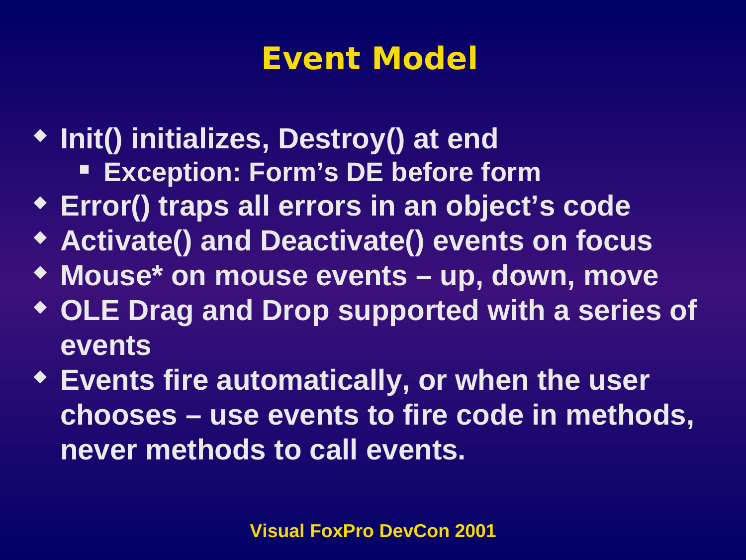# Event Model

- Init() initializes, Destroy() at end
  - Exception: Form's DE before form
- Error() traps all errors in an object's code
- Activate() and Deactivate() events on focus
- Mouse* on mouse events – up, down, move
- OLE Drag and Drop supported with a series of events
- Events fire automatically, or when the user chooses – use events to fire code in methods, never methods to call events.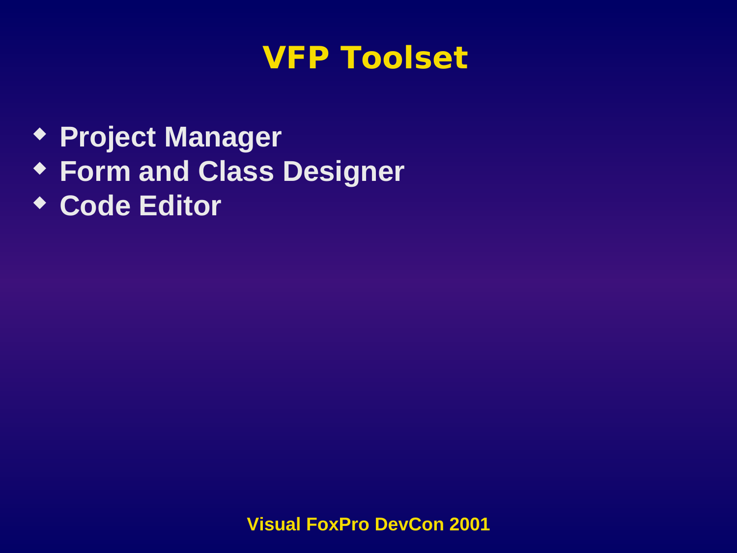# VFP Toolset

- Project Manager
- Form and Class Designer
- Code Editor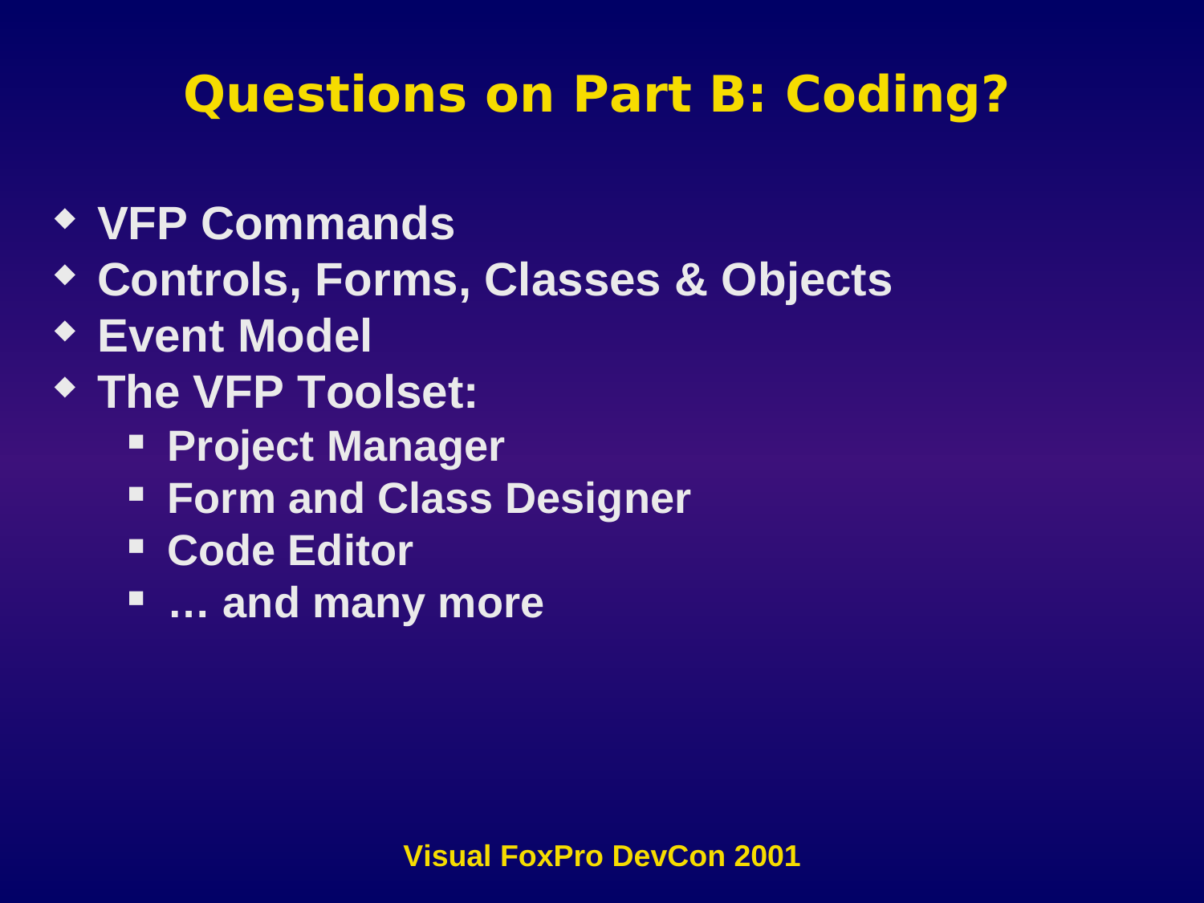# Questions on Part B: Coding?

- VFP Commands
- Controls, Forms, Classes & Objects
- Event Model
- The VFP Toolset:
  - Project Manager
  - Form and Class Designer
  - Code Editor
  - … and many more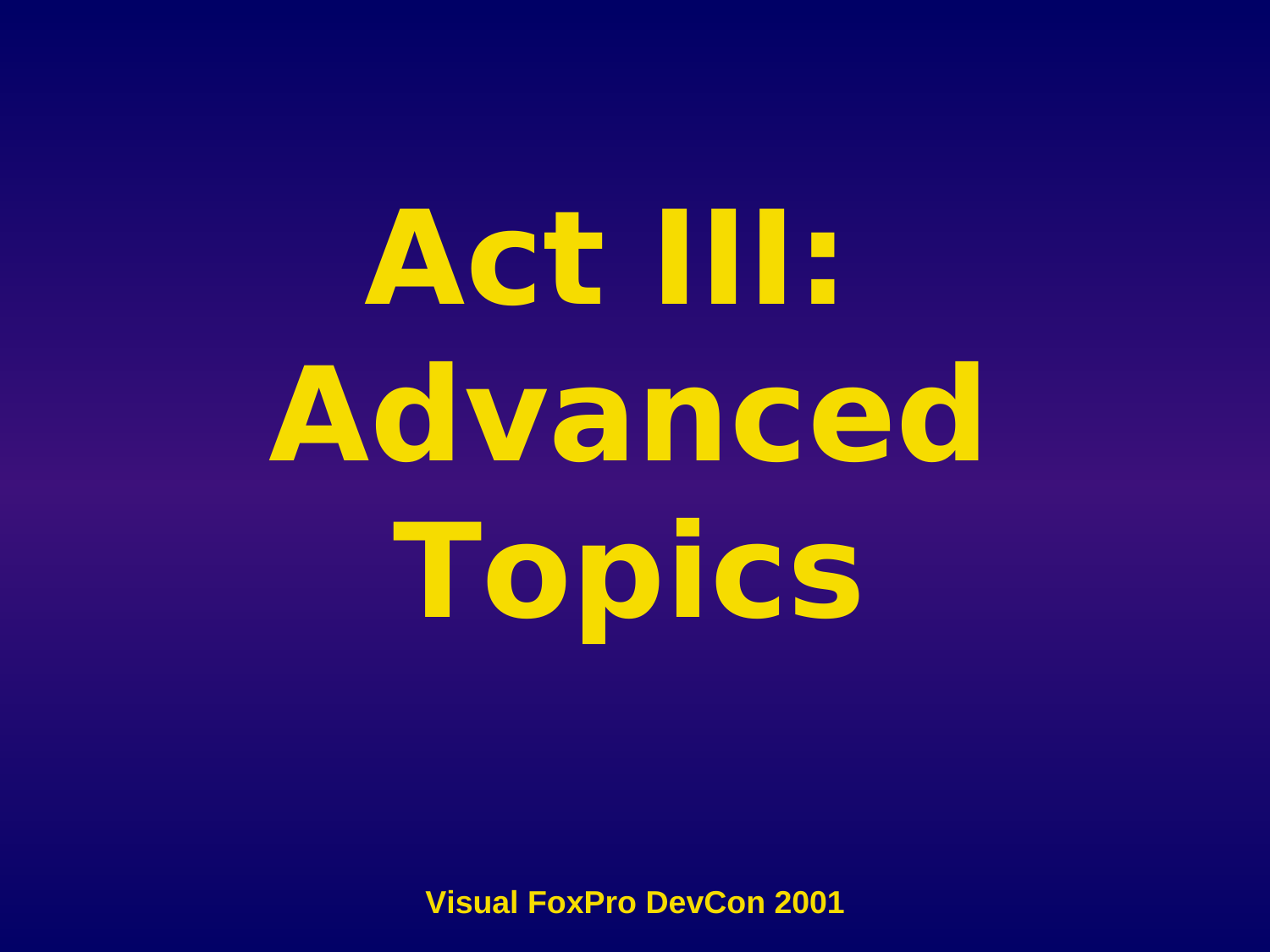# Act III: Advanced Topics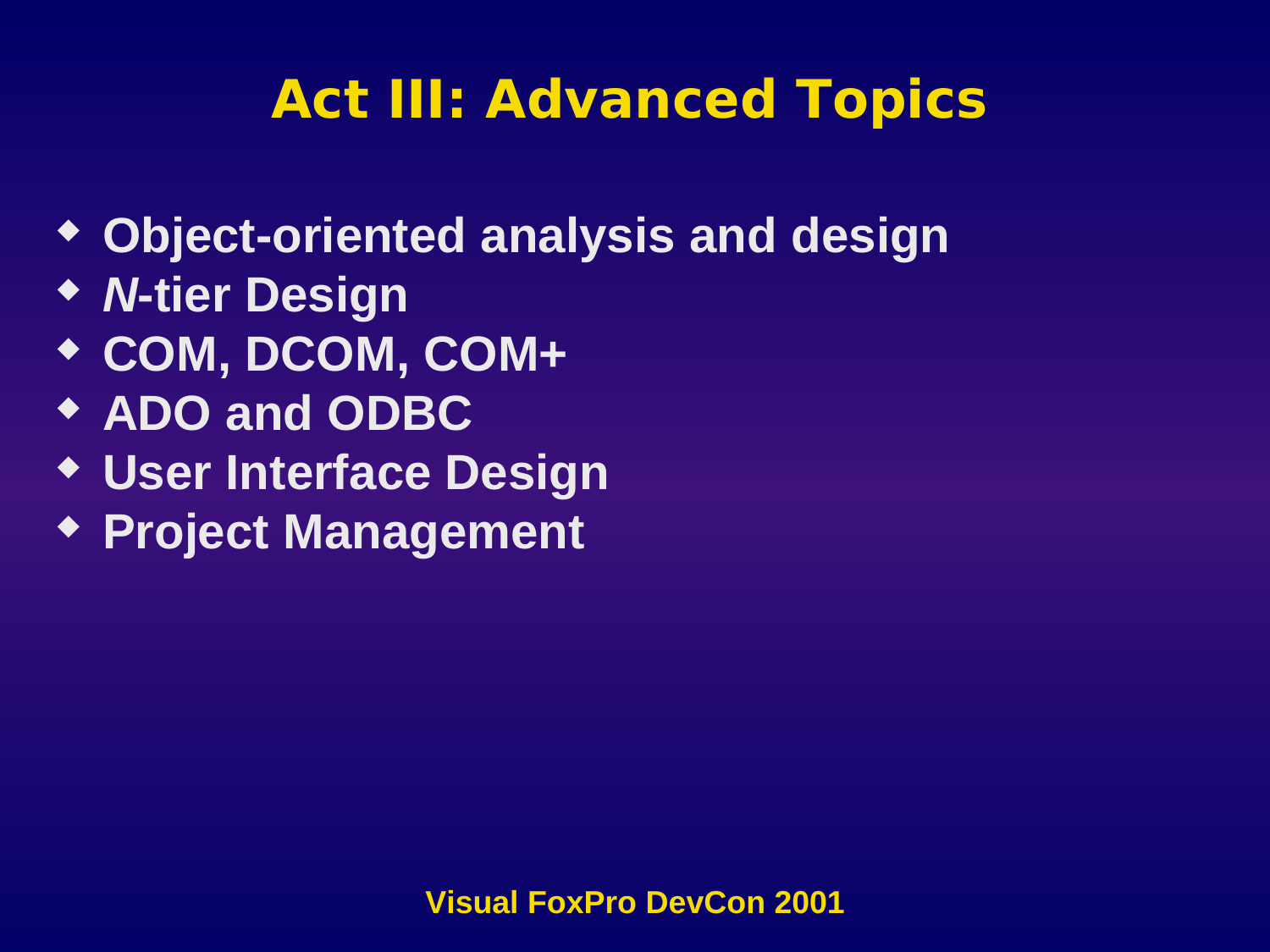# Act III: Advanced Topics

- **Object-oriented analysis and design**
- ***N*-tier Design**
- **COM, DCOM, COM+**
- **ADO and ODBC**
- **User Interface Design**
- **Project Management**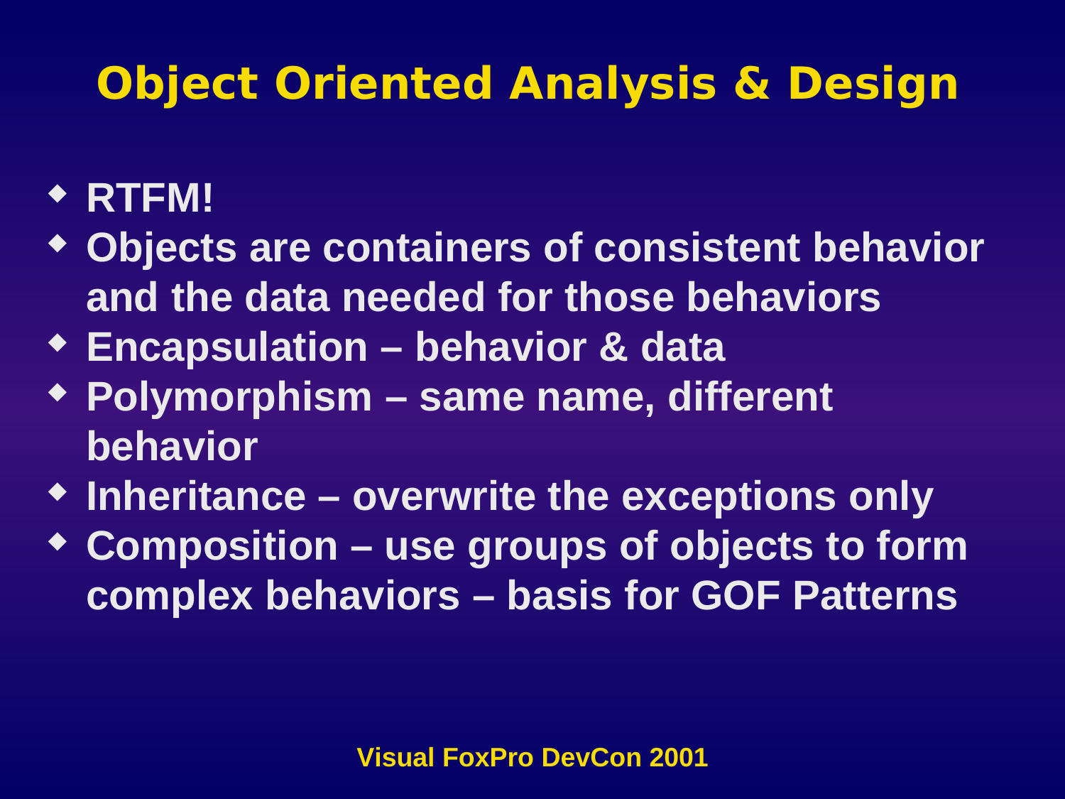# Object Oriented Analysis & Design

- **RTFM!**
- **Objects are containers of consistent behavior and the data needed for those behaviors**
- **Encapsulation – behavior & data**
- **Polymorphism – same name, different behavior**
- **Inheritance – overwrite the exceptions only**
- **Composition – use groups of objects to form complex behaviors – basis for GOF Patterns**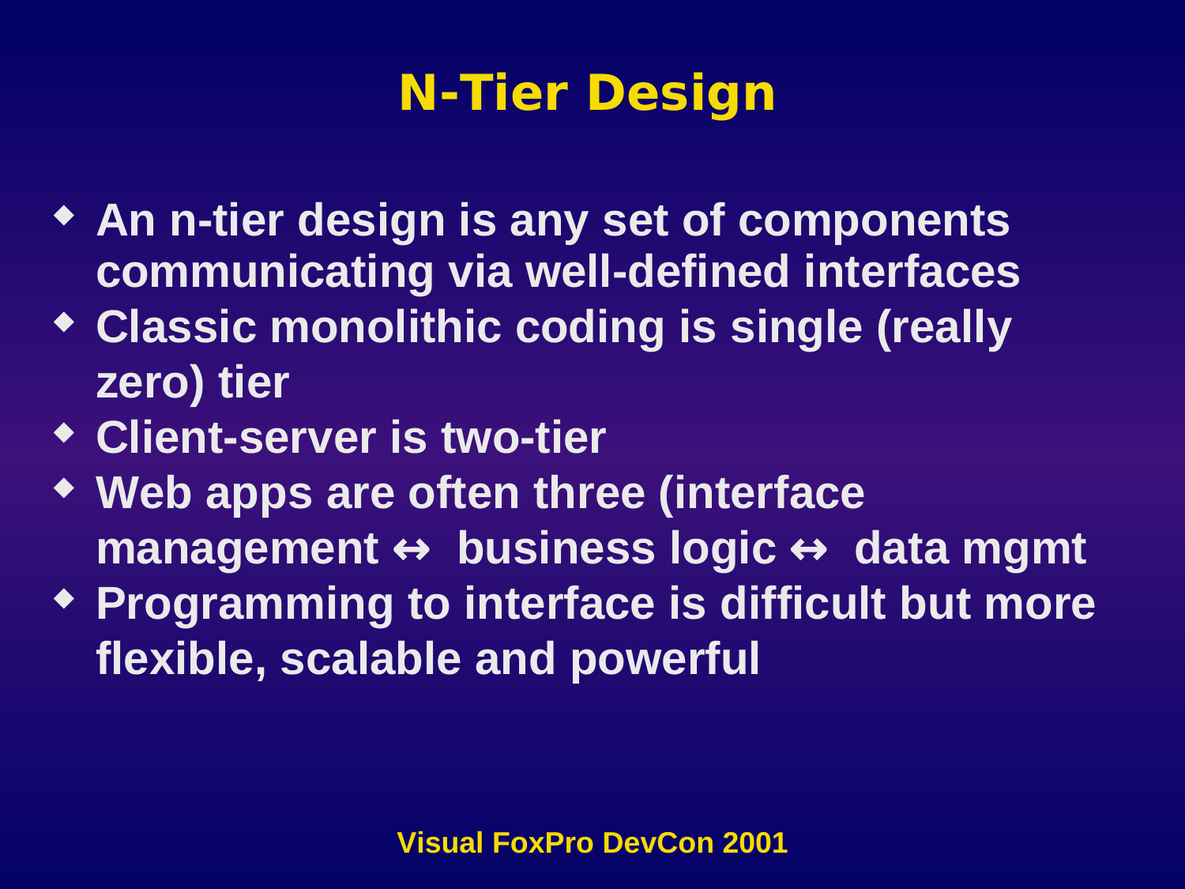# N-Tier Design

- An n-tier design is any set of components communicating via well-defined interfaces
- Classic monolithic coding is single (really zero) tier
- Client-server is two-tier
- Web apps are often three (interface management ↔ business logic ↔ data mgmt
- Programming to interface is difficult but more flexible, scalable and powerful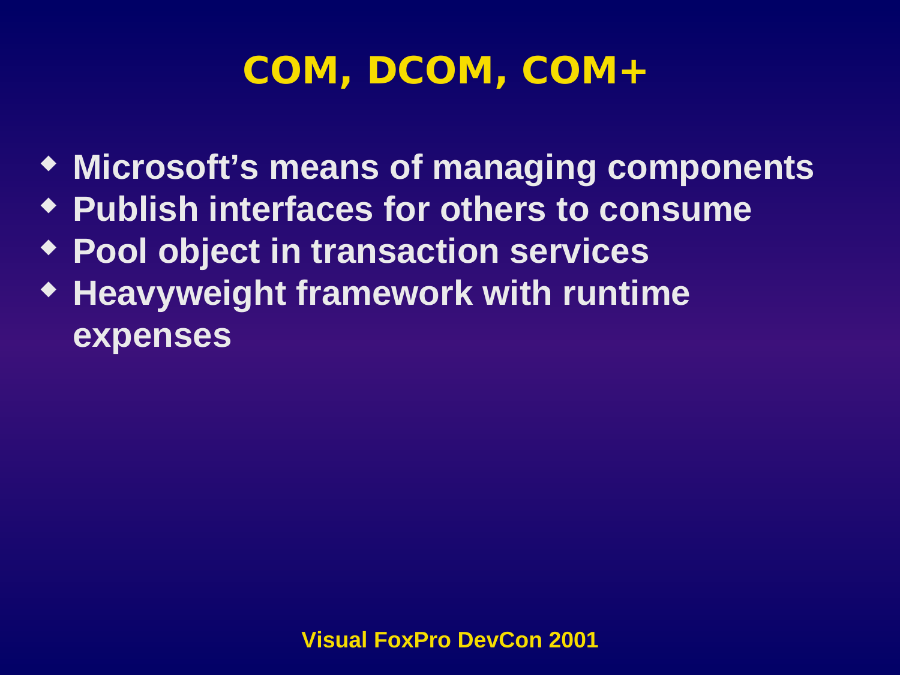# COM, DCOM, COM+

- Microsoft's means of managing components
- Publish interfaces for others to consume
- Pool object in transaction services
- Heavyweight framework with runtime expenses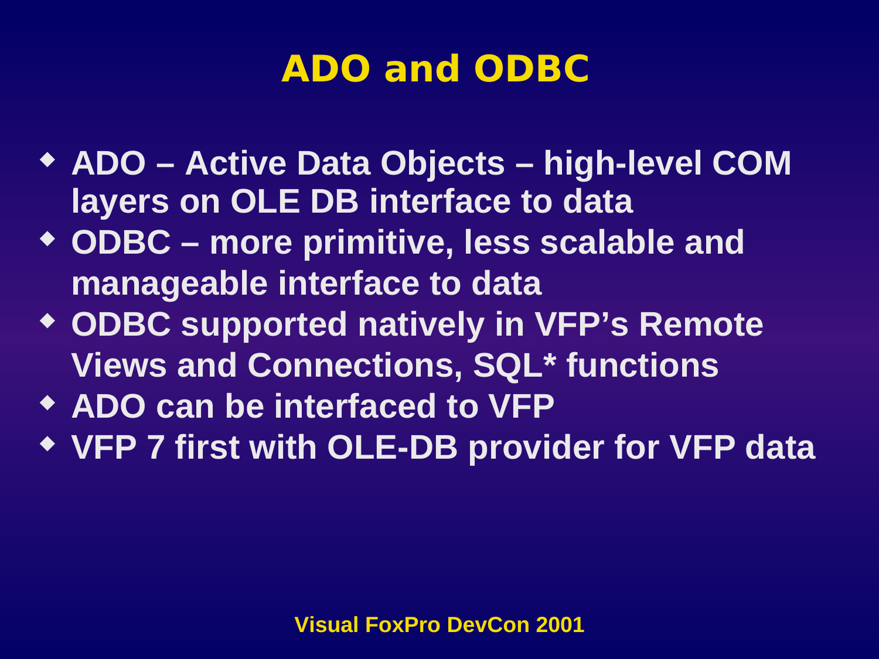# ADO and ODBC

- ADO – Active Data Objects – high-level COM layers on OLE DB interface to data
- ODBC – more primitive, less scalable and manageable interface to data
- ODBC supported natively in VFP's Remote Views and Connections, SQL* functions
- ADO can be interfaced to VFP
- VFP 7 first with OLE-DB provider for VFP data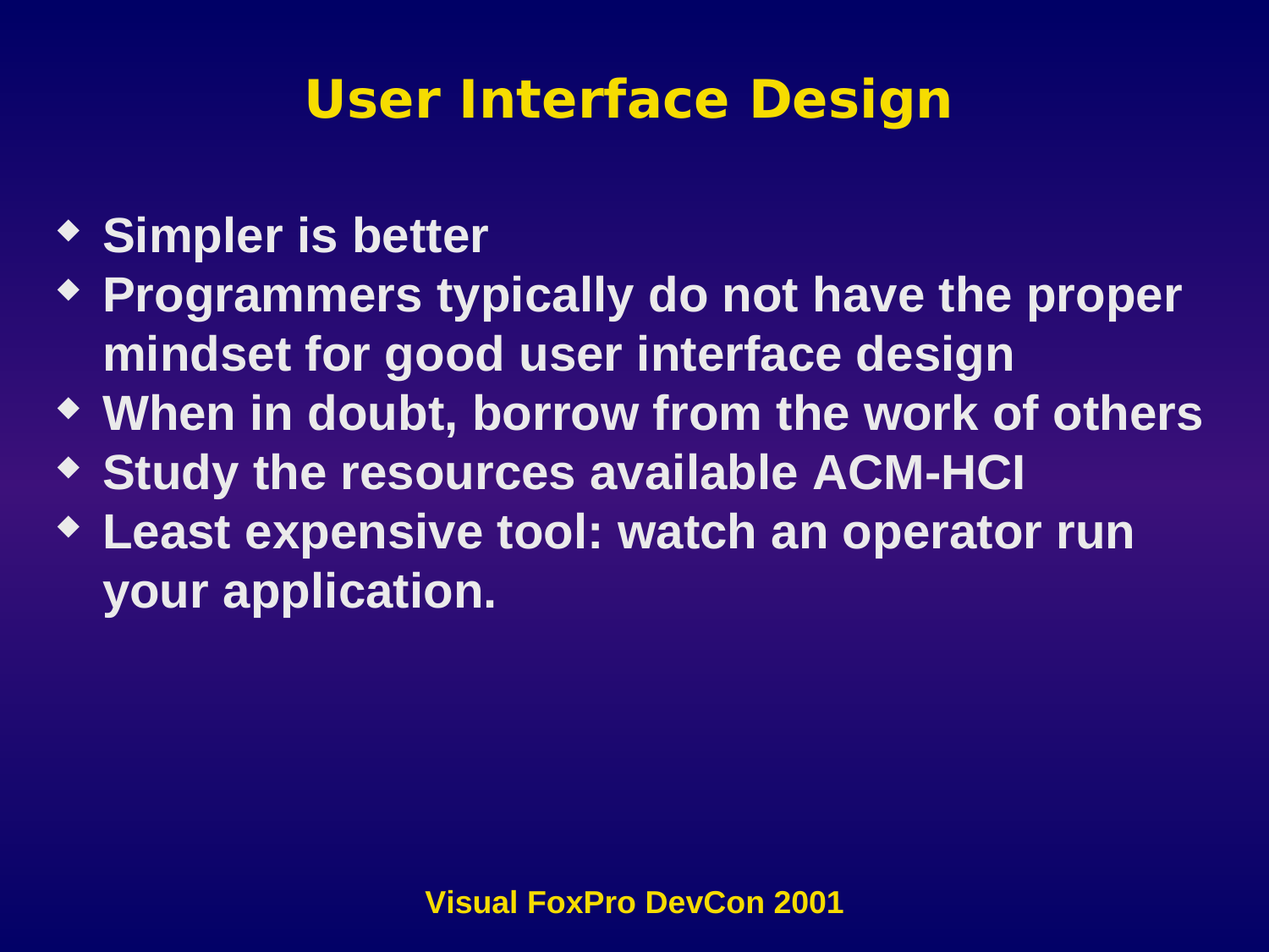# User Interface Design

- Simpler is better
- Programmers typically do not have the proper mindset for good user interface design
- When in doubt, borrow from the work of others
- Study the resources available ACM-HCI
- Least expensive tool: watch an operator run your application.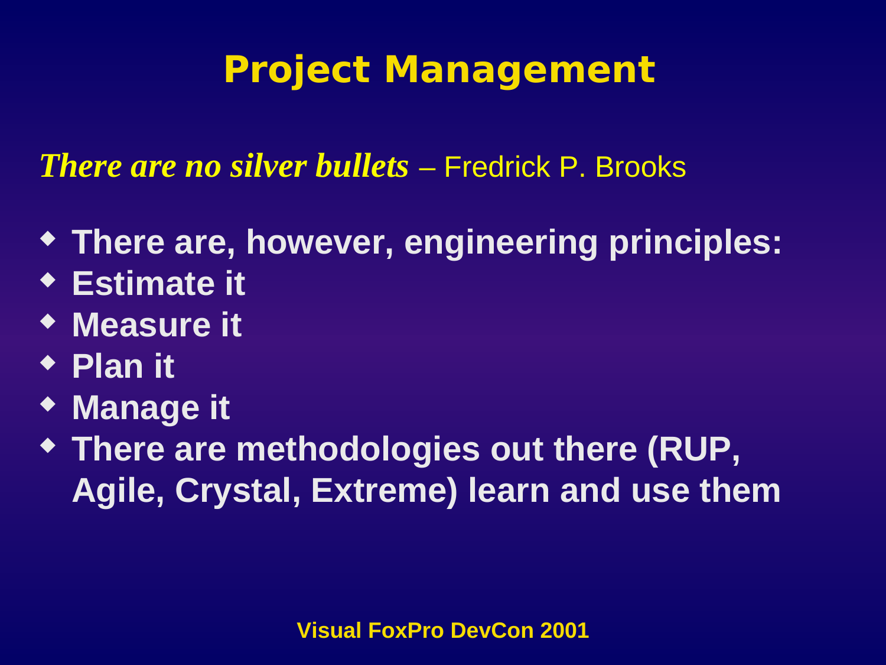# Project Management

***There are no silver bullets*** – Fredrick P. Brooks

- **There are, however, engineering principles:**
- **Estimate it**
- **Measure it**
- **Plan it**
- **Manage it**
- **There are methodologies out there (RUP, Agile, Crystal, Extreme) learn and use them**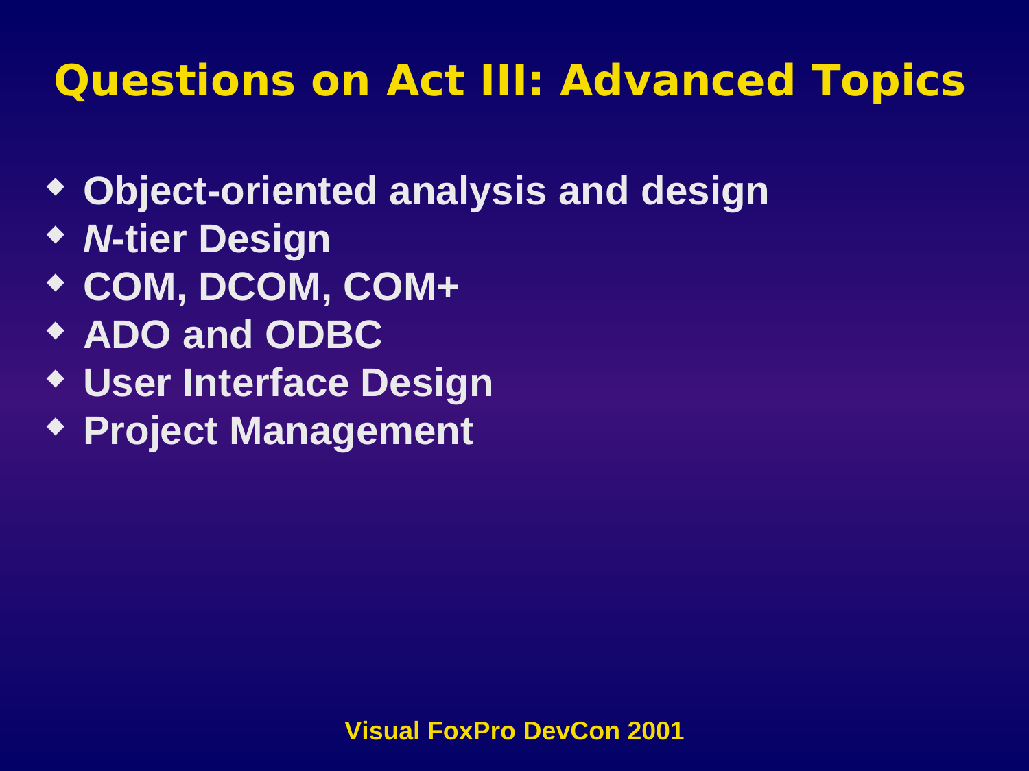# Questions on Act III: Advanced Topics

- Object-oriented analysis and design
- *N*-tier Design
- COM, DCOM, COM+
- ADO and ODBC
- User Interface Design
- Project Management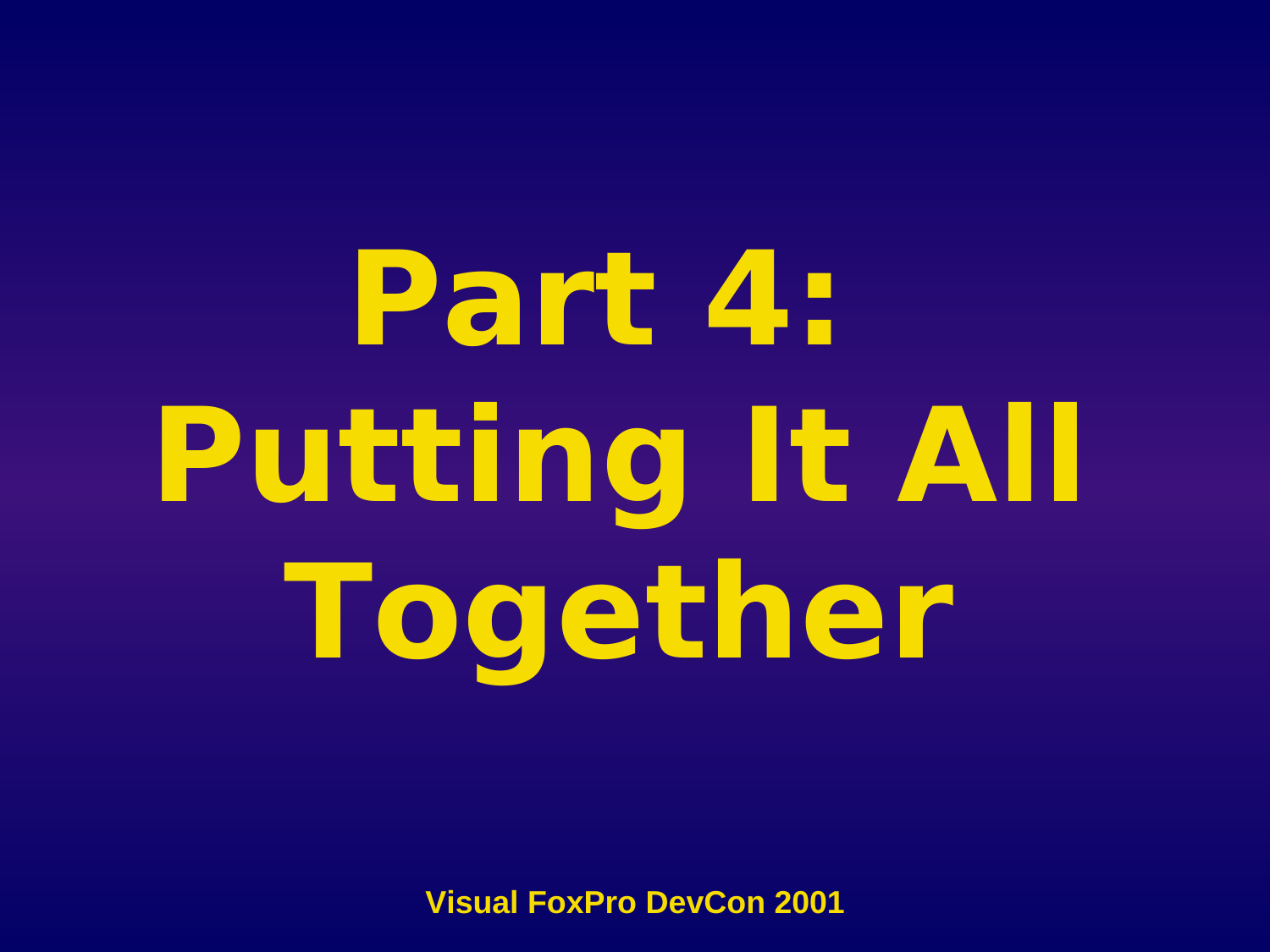# Part 4: Putting It All Together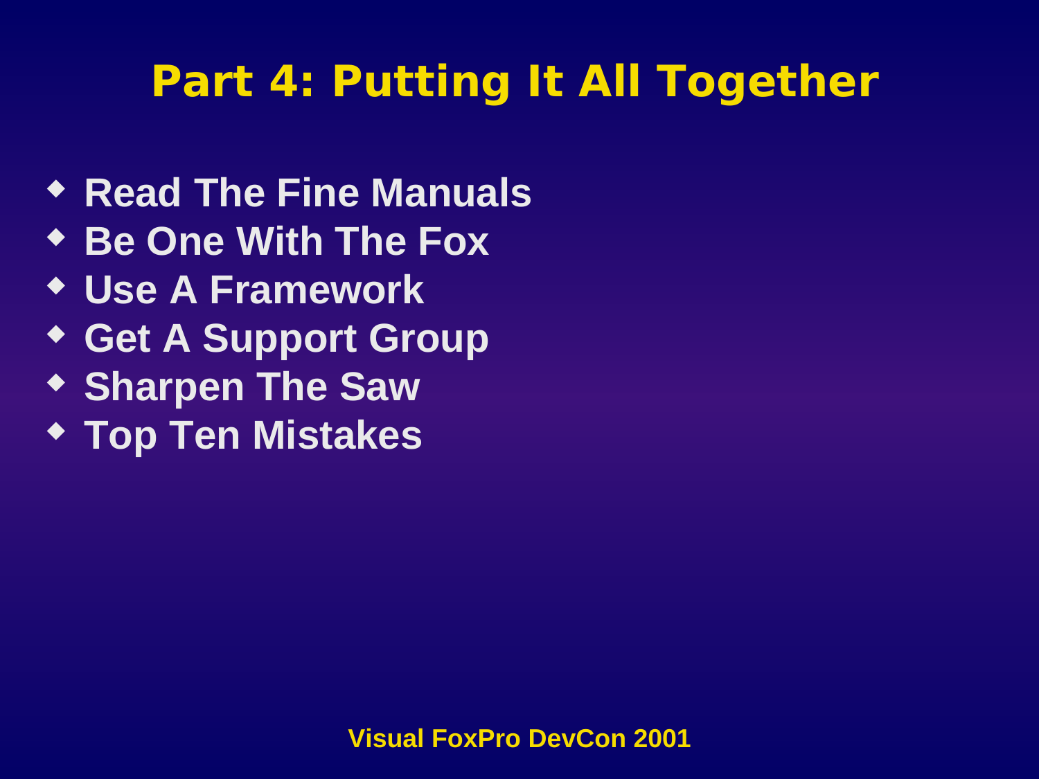# Part 4: Putting It All Together

- Read The Fine Manuals
- Be One With The Fox
- Use A Framework
- Get A Support Group
- Sharpen The Saw
- Top Ten Mistakes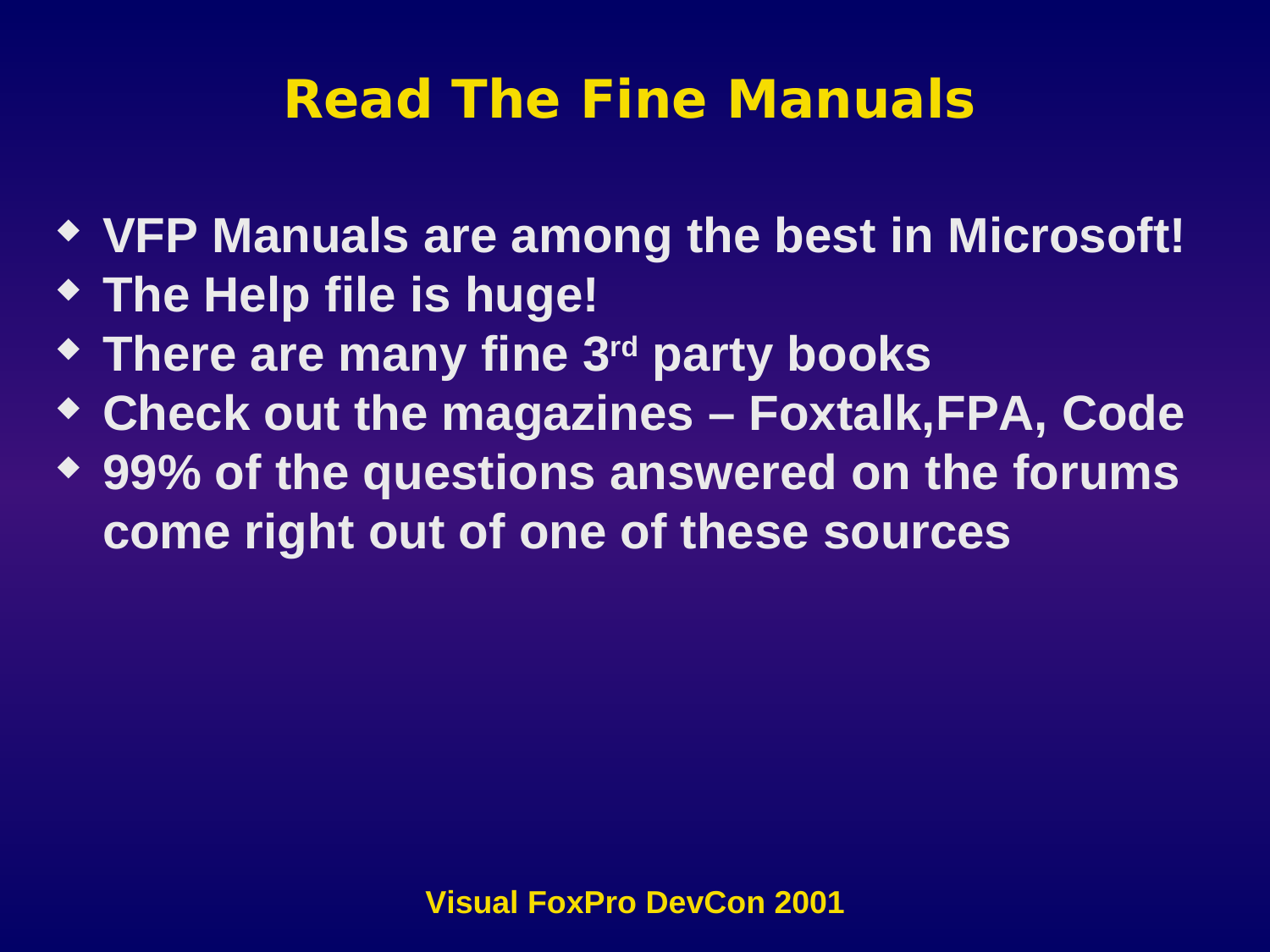# Read The Fine Manuals

- VFP Manuals are among the best in Microsoft!
- The Help file is huge!
- There are many fine 3rd party books
- Check out the magazines – Foxtalk,FPA, Code
- 99% of the questions answered on the forums come right out of one of these sources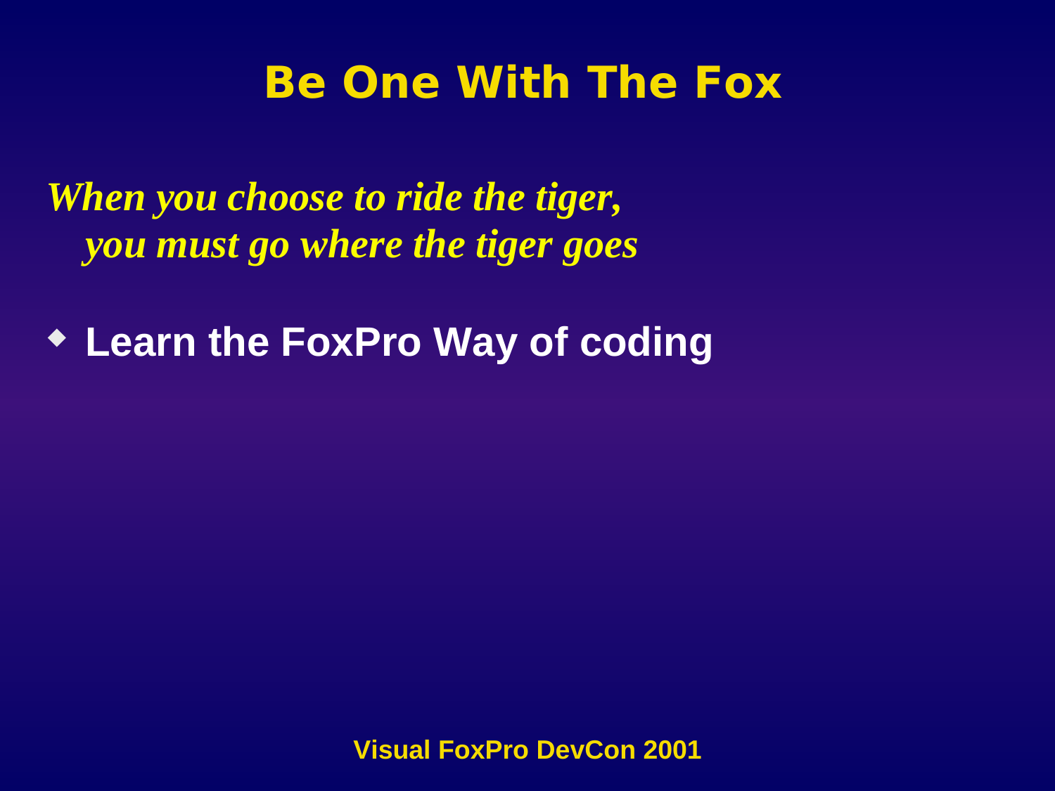# Be One With The Fox

*When you choose to ride the tiger,
you must go where the tiger goes*

- **Learn the FoxPro Way of coding**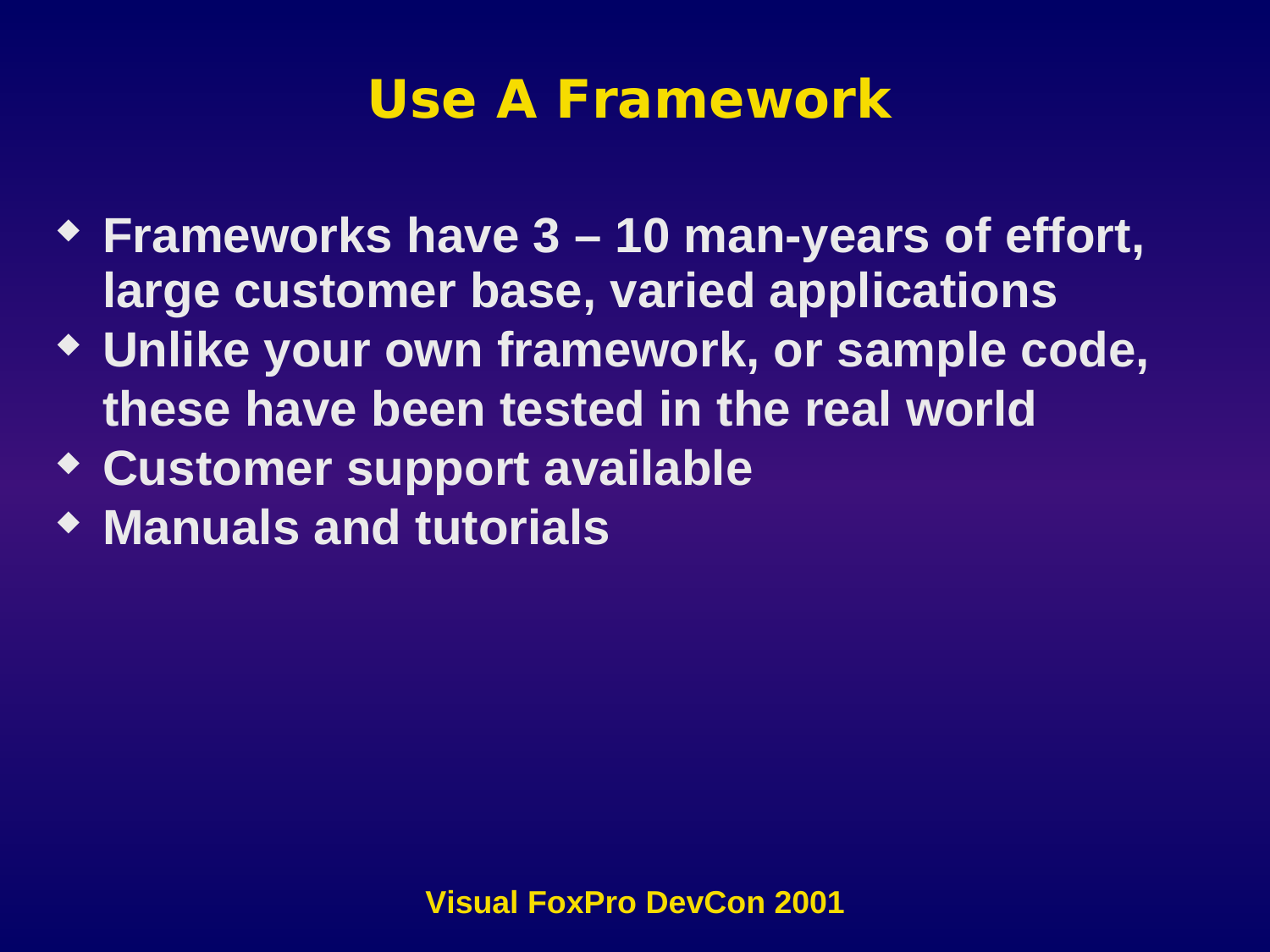# Use A Framework

- Frameworks have 3 – 10 man-years of effort, large customer base, varied applications
- Unlike your own framework, or sample code, these have been tested in the real world
- Customer support available
- Manuals and tutorials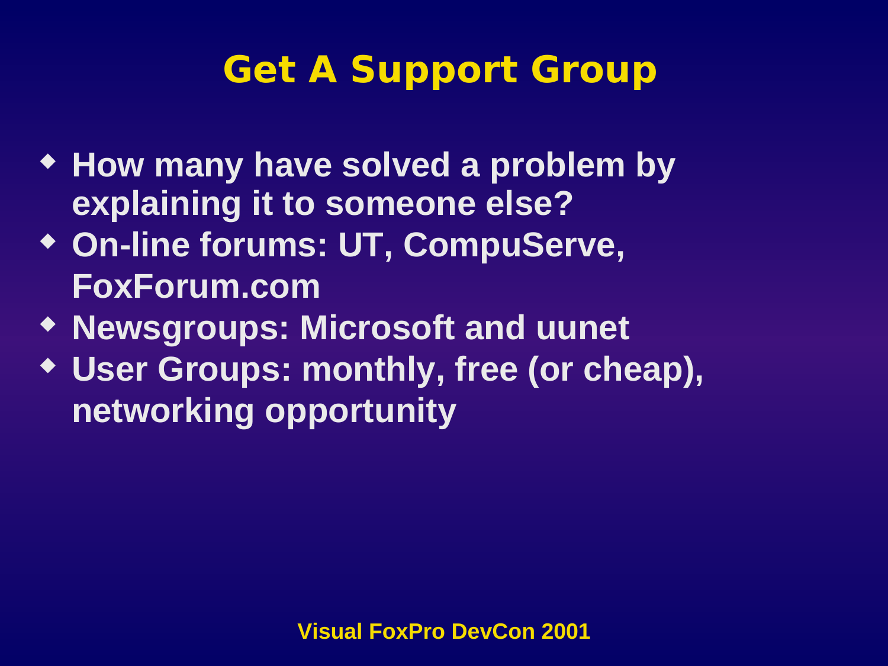# Get A Support Group

- How many have solved a problem by explaining it to someone else?
- On-line forums: UT, CompuServe, FoxForum.com
- Newsgroups: Microsoft and uunet
- User Groups: monthly, free (or cheap), networking opportunity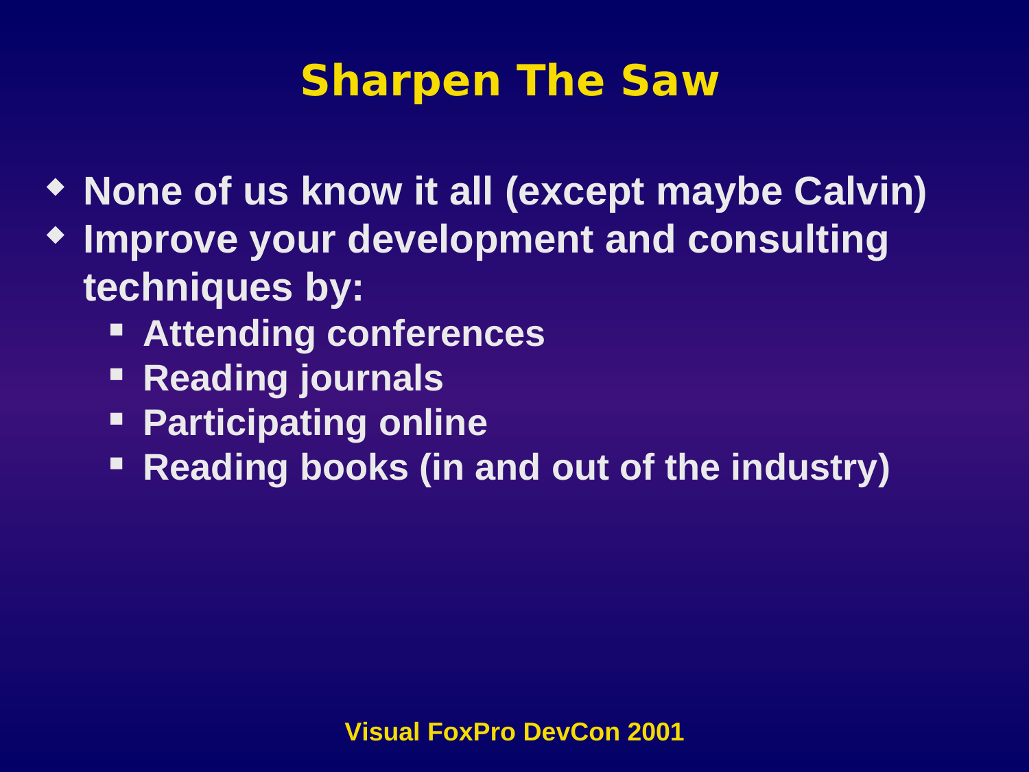# Sharpen The Saw

- None of us know it all (except maybe Calvin)
- Improve your development and consulting techniques by:
  - Attending conferences
  - Reading journals
  - Participating online
  - Reading books (in and out of the industry)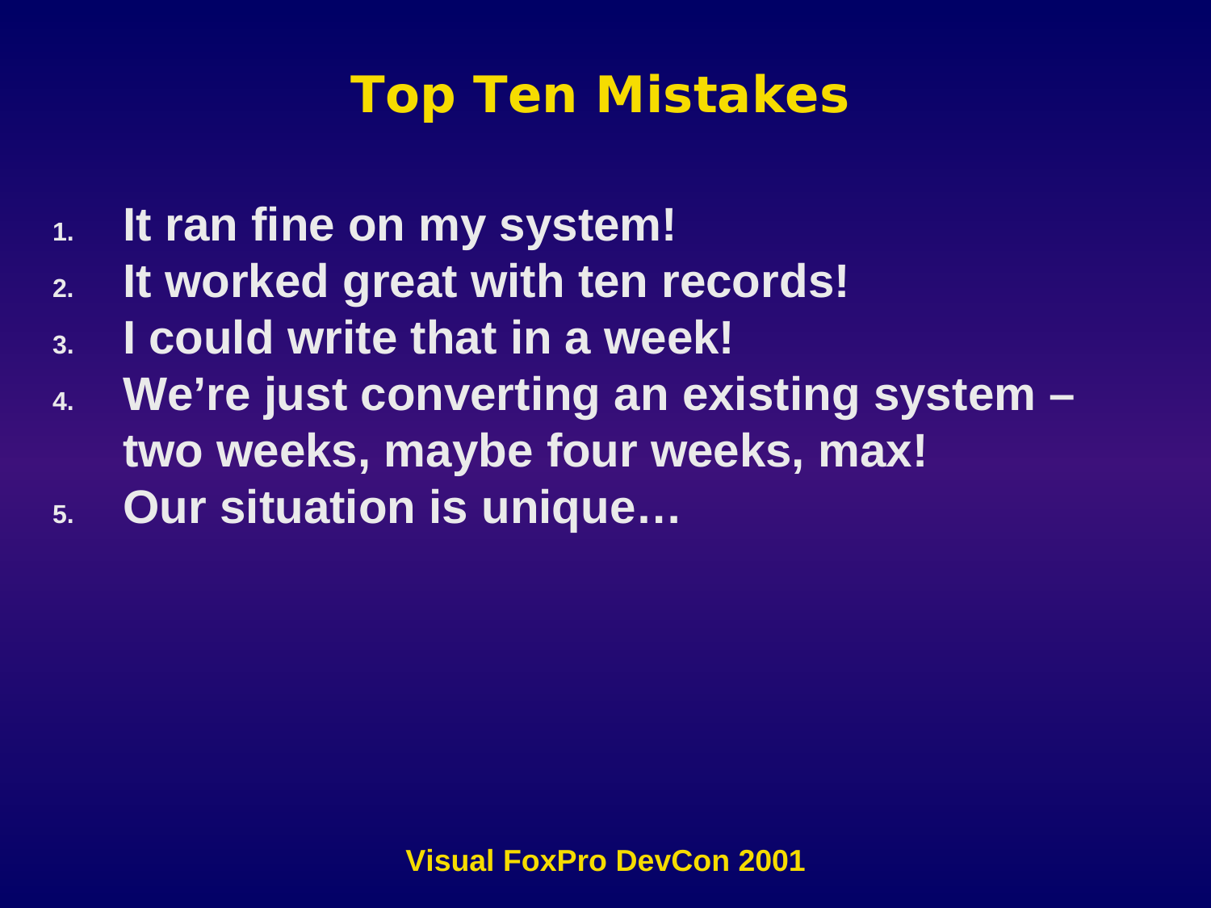# Top Ten Mistakes

1. **It ran fine on my system!**
2. **It worked great with ten records!**
3. **I could write that in a week!**
4. **We're just converting an existing system – two weeks, maybe four weeks, max!**
5. **Our situation is unique…**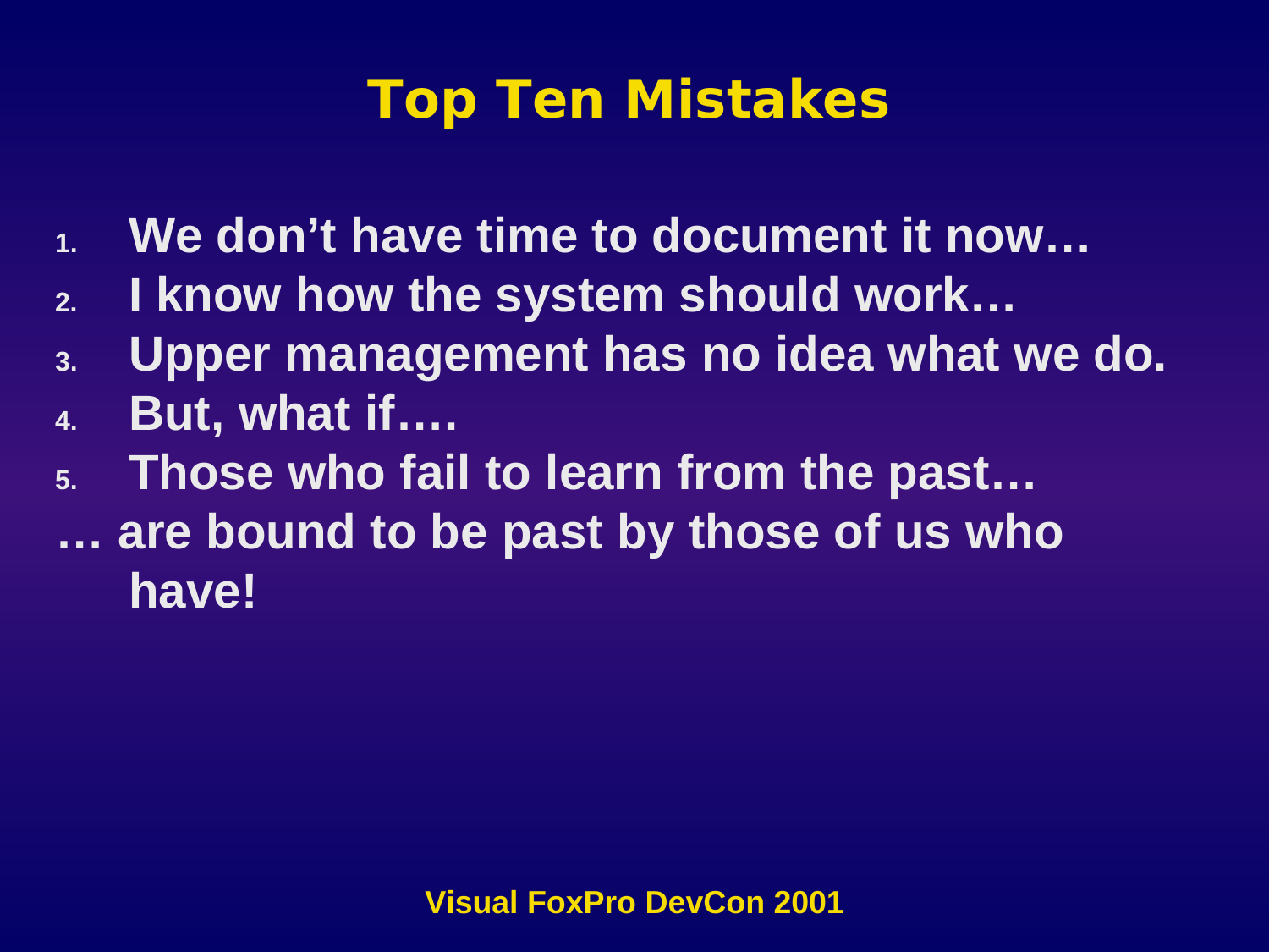# Top Ten Mistakes

1. We don’t have time to document it now…
2. I know how the system should work…
3. Upper management has no idea what we do.
4. But, what if….
5. Those who fail to learn from the past…

… are bound to be past by those of us who have!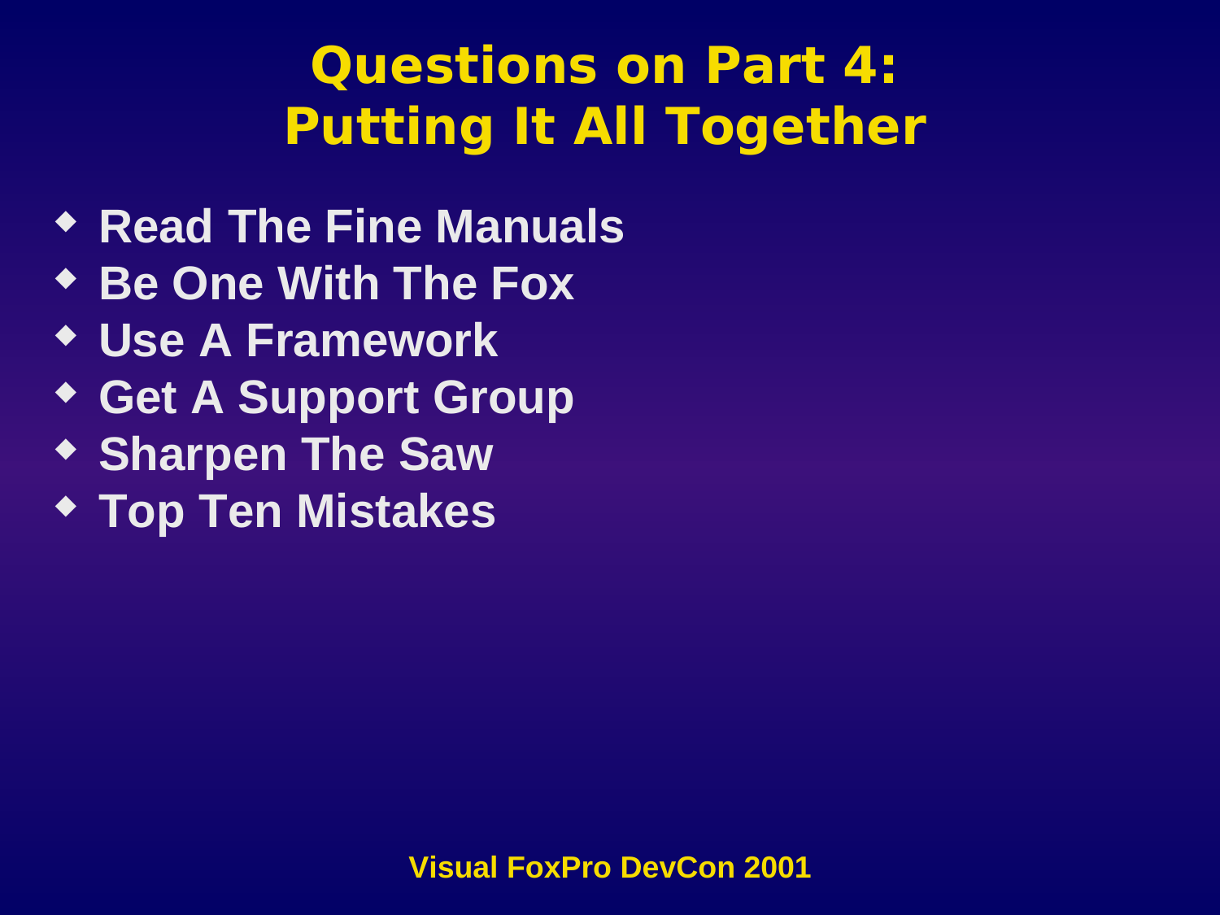# Questions on Part 4: Putting It All Together

- Read The Fine Manuals
- Be One With The Fox
- Use A Framework
- Get A Support Group
- Sharpen The Saw
- Top Ten Mistakes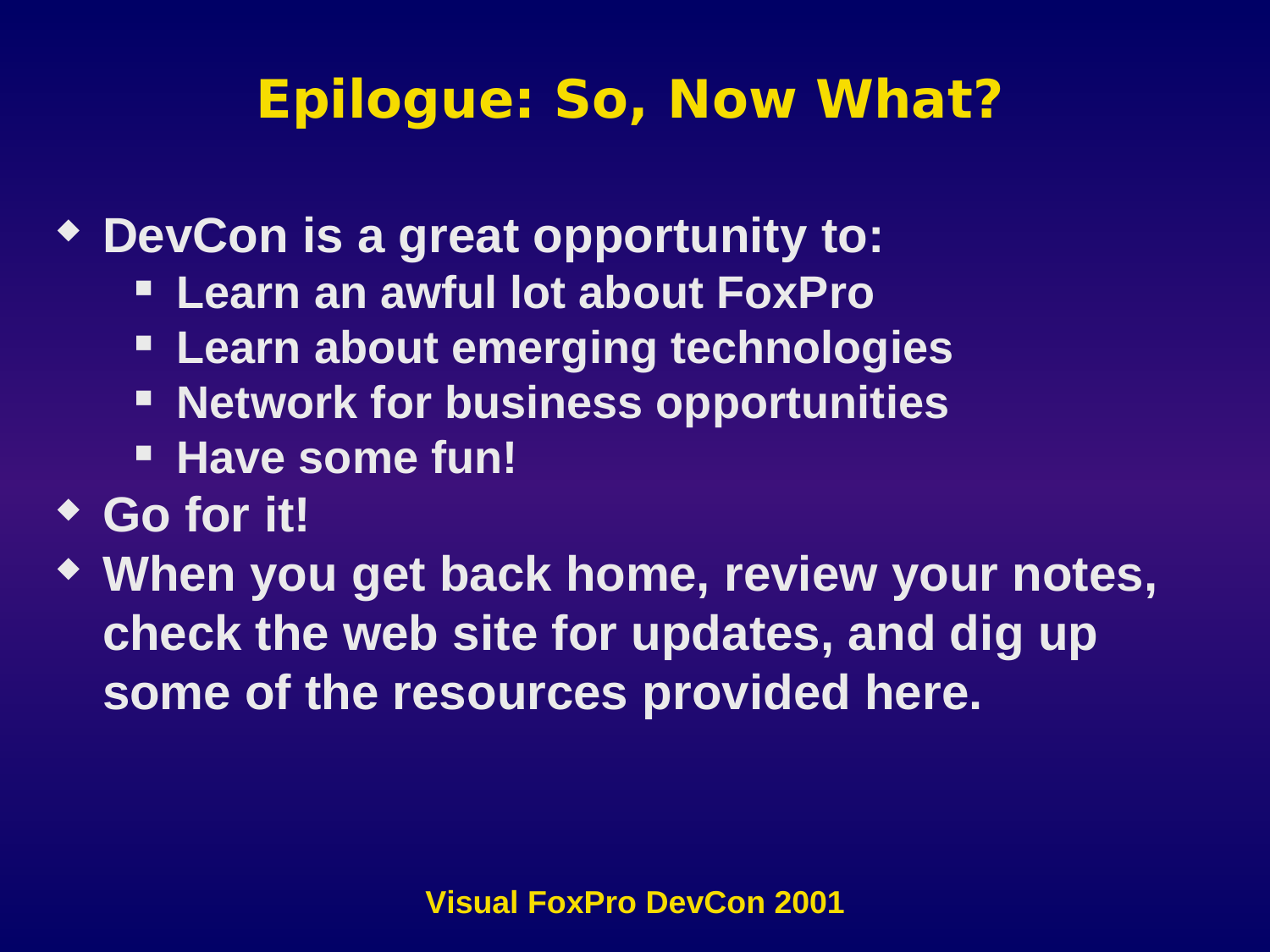# Epilogue: So, Now What?

- DevCon is a great opportunity to:
  - Learn an awful lot about FoxPro
  - Learn about emerging technologies
  - Network for business opportunities
  - Have some fun!
- Go for it!
- When you get back home, review your notes, check the web site for updates, and dig up some of the resources provided here.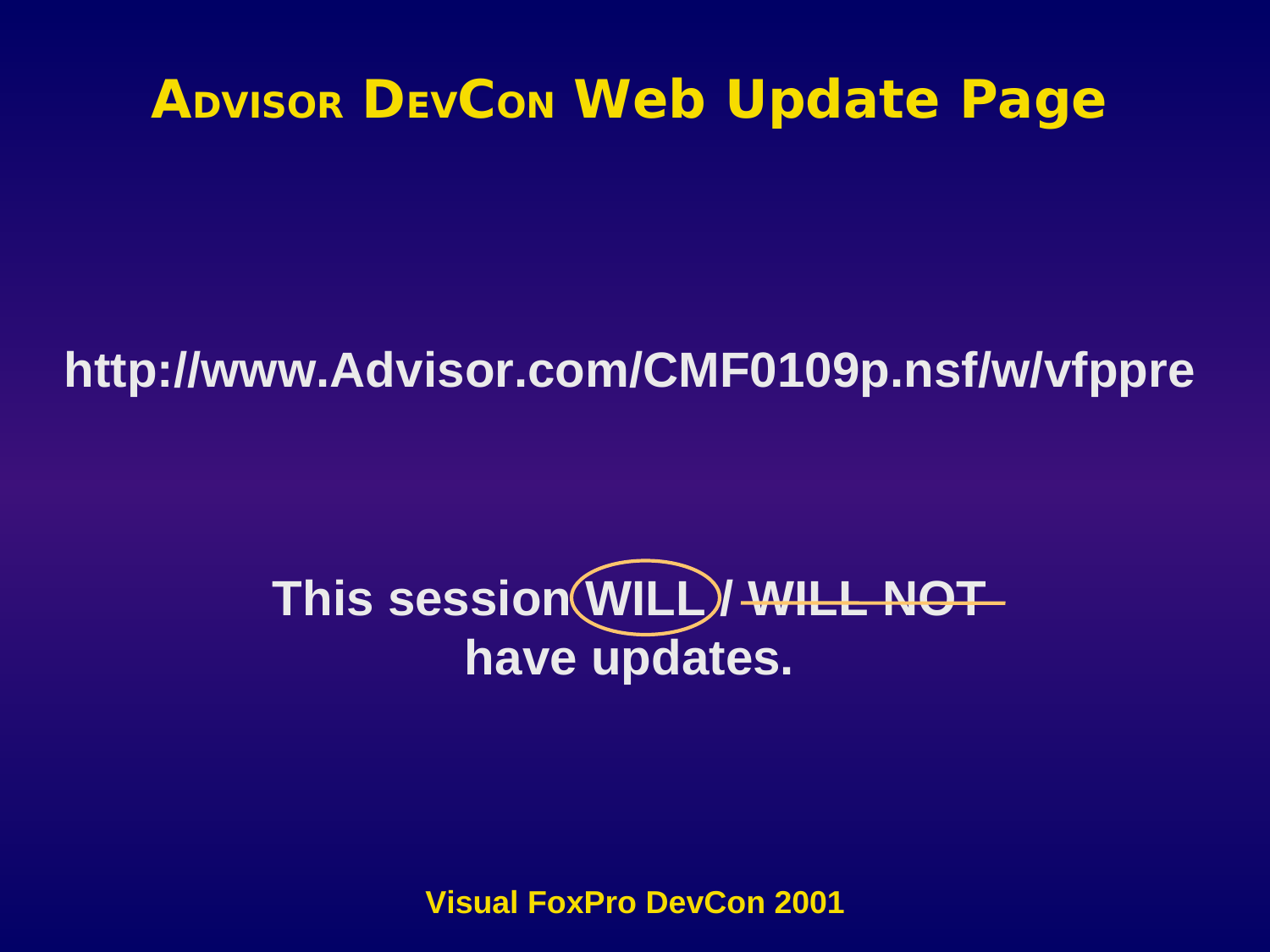# Advisor DevCon Web Update Page

http://www.Advisor.com/CMF0109p.nsf/w/vfppre

This session **WILL** / ~~WILL NOT~~ have updates.

Visual FoxPro DevCon 2001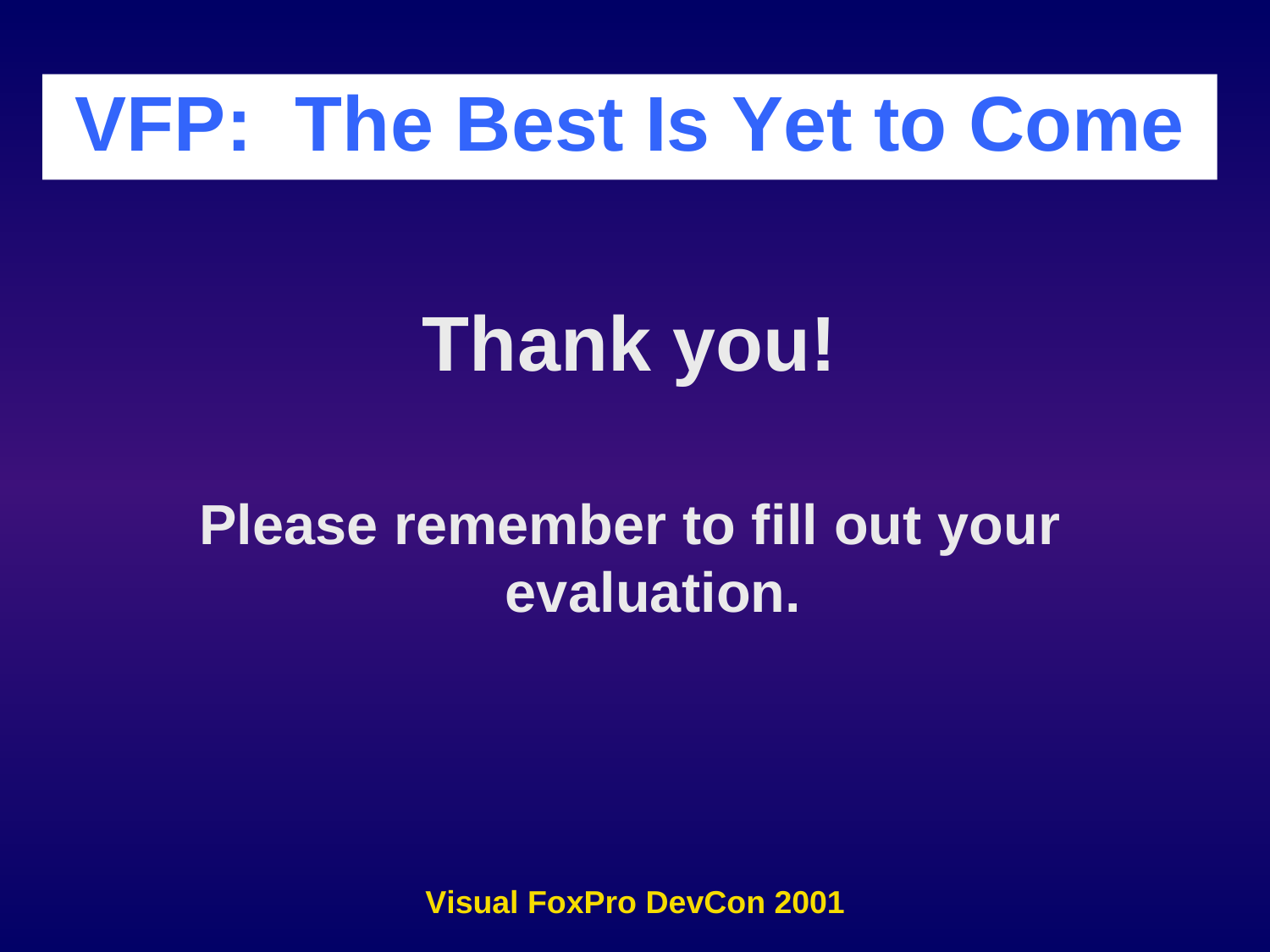# VFP: The Best Is Yet to Come

## Thank you!

**Please remember to fill out your evaluation.**